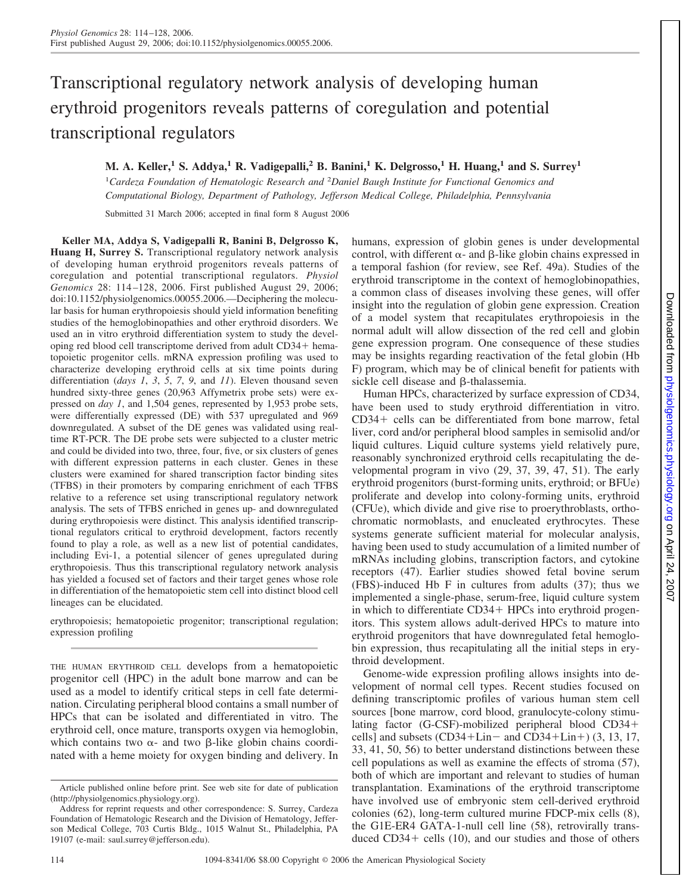# Transcriptional regulatory network analysis of developing human erythroid progenitors reveals patterns of coregulation and potential transcriptional regulators

**M. A. Keller,[1] S. Addya,[1] R. Vadigepalli,[2] B. Banini,[1] K. Delgrosso,[1] H. Huang,[1] and S. Surrey[1]**

[1]*Cardeza Foundation of Hematologic Research and* [2]*Daniel Baugh Institute for Functional Genomics and Computational Biology, Department of Pathology, Jefferson Medical College, Philadelphia, Pennsylvania*

Submitted 31 March 2006; accepted in final form 8 August 2006

**Keller MA, Addya S, Vadigepalli R, Banini B, Delgrosso K, Huang H, Surrey S.** Transcriptional regulatory network analysis of developing human erythroid progenitors reveals patterns of coregulation and potential transcriptional regulators. *Physiol Genomics* 28: 114–128, 2006. First published August 29, 2006; doi:10.1152/physiolgenomics.00055.2006.—Deciphering the molecular basis for human erythropoiesis should yield information benefiting studies of the hemoglobinopathies and other erythroid disorders. We used an in vitro erythroid differentiation system to study the developing red blood cell transcriptome derived from adult CD34+ hematopoietic progenitor cells. mRNA expression profiling was used to characterize developing erythroid cells at six time points during differentiation (*days 1*, *3*, *5*, *7*, *9*, and *11*). Eleven thousand seven hundred sixty-three genes (20,963 Affymetrix probe sets) were expressed on *day 1*, and 1,504 genes, represented by 1,953 probe sets, were differentially expressed (DE) with 537 upregulated and 969 downregulated. A subset of the DE genes was validated using real-time RT-PCR. The DE probe sets were subjected to a cluster metric and could be divided into two, three, four, five, or six clusters of genes with different expression patterns in each cluster. Genes in these clusters were examined for shared transcription factor binding sites (TFBS) in their promoters by comparing enrichment of each TFBS relative to a reference set using transcriptional regulatory network analysis. The sets of TFBS enriched in genes up- and downregulated during erythropoiesis were distinct. This analysis identified transcriptional regulators critical to erythroid development, factors recently found to play a role, as well as a new list of potential candidates, including Evi-1, a potential silencer of genes upregulated during erythropoiesis. Thus this transcriptional regulatory network analysis has yielded a focused set of factors and their target genes whose role in differentiation of the hematopoietic stem cell into distinct blood cell lineages can be elucidated.

erythropoiesis; hematopoietic progenitor; transcriptional regulation; expression profiling

---

THE HUMAN ERYTHROID CELL develops from a hematopoietic progenitor cell (HPC) in the adult bone marrow and can be used as a model to identify critical steps in cell fate determination. Circulating peripheral blood contains a small number of HPCs that can be isolated and differentiated in vitro. The erythroid cell, once mature, transports oxygen via hemoglobin, which contains two α- and two β-like globin chains coordinated with a heme moiety for oxygen binding and delivery. In humans, expression of globin genes is under developmental control, with different α- and β-like globin chains expressed in a temporal fashion (for review, see Ref. 49a). Studies of the erythroid transcriptome in the context of hemoglobinopathies, a common class of diseases involving these genes, will offer insight into the regulation of globin gene expression. Creation of a model system that recapitulates erythropoiesis in the normal adult will allow dissection of the red cell and globin gene expression program. One consequence of these studies may be insights regarding reactivation of the fetal globin (Hb F) program, which may be of clinical benefit for patients with sickle cell disease and β-thalassemia.

Human HPCs, characterized by surface expression of CD34, have been used to study erythroid differentiation in vitro. CD34+ cells can be differentiated from bone marrow, fetal liver, cord and/or peripheral blood samples in semisolid and/or liquid cultures. Liquid culture systems yield relatively pure, reasonably synchronized erythroid cells recapitulating the developmental program in vivo (29, 37, 39, 47, 51). The early erythroid progenitors (burst-forming units, erythroid; or BFUe) proliferate and develop into colony-forming units, erythroid (CFUe), which divide and give rise to proerythroblasts, orthochromatic normoblasts, and enucleated erythrocytes. These systems generate sufficient material for molecular analysis, having been used to study accumulation of a limited number of mRNAs including globins, transcription factors, and cytokine receptors (47). Earlier studies showed fetal bovine serum (FBS)-induced Hb F in cultures from adults (37); thus we implemented a single-phase, serum-free, liquid culture system in which to differentiate CD34+ HPCs into erythroid progenitors. This system allows adult-derived HPCs to mature into erythroid progenitors that have downregulated fetal hemoglobin expression, thus recapitulating all the initial steps in erythroid development.

Genome-wide expression profiling allows insights into development of normal cell types. Recent studies focused on defining transcriptomic profiles of various human stem cell sources [bone marrow, cord blood, granulocyte-colony stimulating factor (G-CSF)-mobilized peripheral blood CD34+ cells] and subsets (CD34+Lin− and CD34+Lin+) (3, 13, 17, 33, 41, 50, 56) to better understand distinctions between these cell populations as well as examine the effects of stroma (57), both of which are important and relevant to studies of human transplantation. Examinations of the erythroid transcriptome have involved use of embryonic stem cell-derived erythroid colonies (62), long-term cultured murine FDCP-mix cells (8), the G1E-ER4 GATA-1-null cell line (58), retrovirally transduced CD34+ cells (10), and our studies and those of others

---

Article published online before print. See web site for date of publication (http://physiolgenomics.physiology.org).

Address for reprint requests and other correspondence: S. Surrey, Cardeza Foundation of Hematologic Research and the Division of Hematology, Jefferson Medical College, 703 Curtis Bldg., 1015 Walnut St., Philadelphia, PA 19107 (e-mail: saul.surrey@jefferson.edu).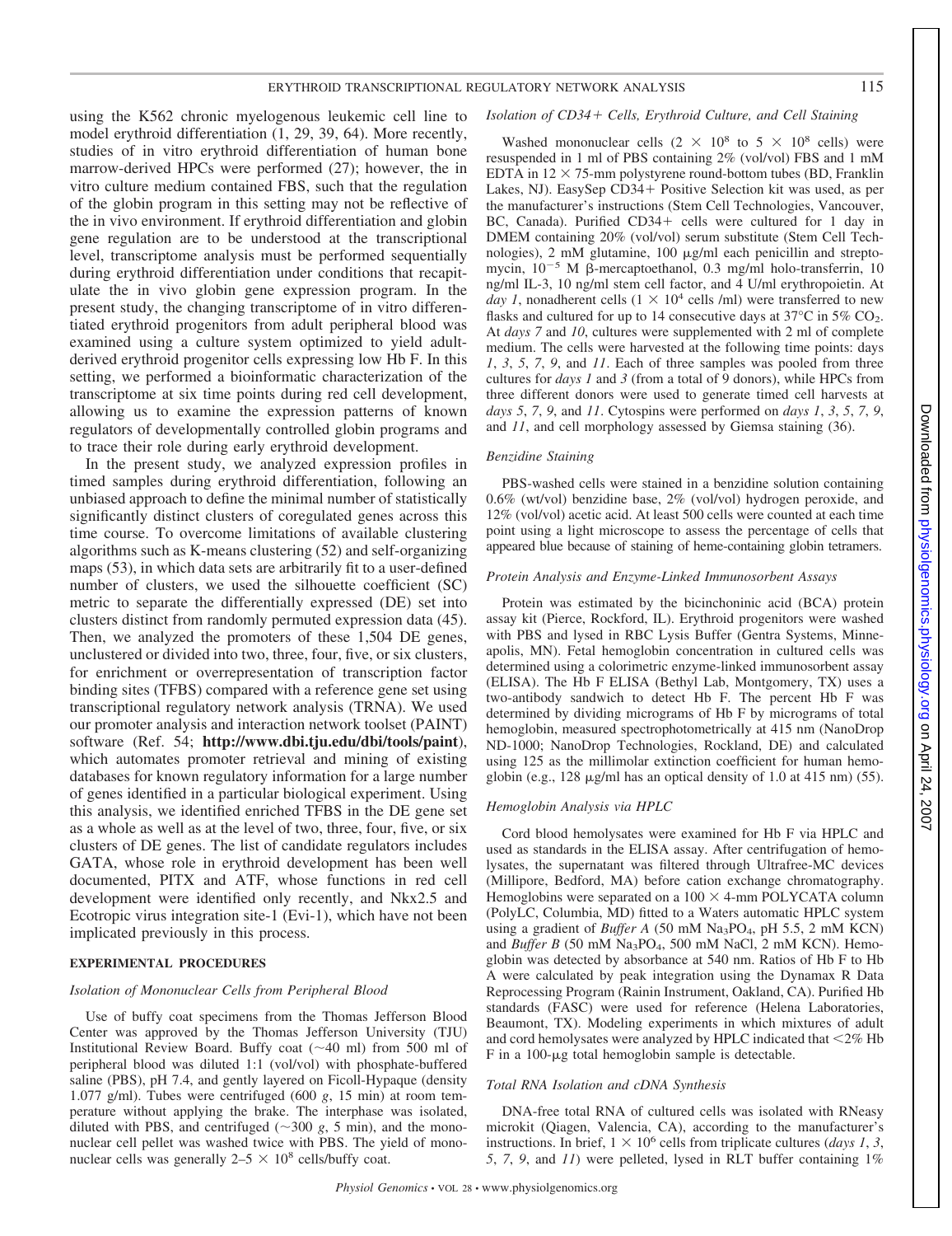using the K562 chronic myelogenous leukemic cell line to model erythroid differentiation (1, 29, 39, 64). More recently, studies of in vitro erythroid differentiation of human bone marrow-derived HPCs were performed (27); however, the in vitro culture medium contained FBS, such that the regulation of the globin program in this setting may not be reflective of the in vivo environment. If erythroid differentiation and globin gene regulation are to be understood at the transcriptional level, transcriptome analysis must be performed sequentially during erythroid differentiation under conditions that recapitulate the in vivo globin gene expression program. In the present study, the changing transcriptome of in vitro differentiated erythroid progenitors from adult peripheral blood was examined using a culture system optimized to yield adult-derived erythroid progenitor cells expressing low Hb F. In this setting, we performed a bioinformatic characterization of the transcriptome at six time points during red cell development, allowing us to examine the expression patterns of known regulators of developmentally controlled globin programs and to trace their role during early erythroid development.

In the present study, we analyzed expression profiles in timed samples during erythroid differentiation, following an unbiased approach to define the minimal number of statistically significantly distinct clusters of coregulated genes across this time course. To overcome limitations of available clustering algorithms such as K-means clustering (52) and self-organizing maps (53), in which data sets are arbitrarily fit to a user-defined number of clusters, we used the silhouette coefficient (SC) metric to separate the differentially expressed (DE) set into clusters distinct from randomly permuted expression data (45). Then, we analyzed the promoters of these 1,504 DE genes, unclustered or divided into two, three, four, five, or six clusters, for enrichment or overrepresentation of transcription factor binding sites (TFBS) compared with a reference gene set using transcriptional regulatory network analysis (TRNA). We used our promoter analysis and interaction network toolset (PAINT) software (Ref. 54; **http://www.dbi.tju.edu/dbi/tools/paint**), which automates promoter retrieval and mining of existing databases for known regulatory information for a large number of genes identified in a particular biological experiment. Using this analysis, we identified enriched TFBS in the DE gene set as a whole as well as at the level of two, three, four, five, or six clusters of DE genes. The list of candidate regulators includes GATA, whose role in erythroid development has been well documented, PITX and ATF, whose functions in red cell development were identified only recently, and Nkx2.5 and Ecotropic virus integration site-1 (Evi-1), which have not been implicated previously in this process.

## EXPERIMENTAL PROCEDURES

### *Isolation of Mononuclear Cells from Peripheral Blood*

Use of buffy coat specimens from the Thomas Jefferson Blood Center was approved by the Thomas Jefferson University (TJU) Institutional Review Board. Buffy coat (~40 ml) from 500 ml of peripheral blood was diluted 1:1 (vol/vol) with phosphate-buffered saline (PBS), pH 7.4, and gently layered on Ficoll-Hypaque (density 1.077 g/ml). Tubes were centrifuged (600 *g*, 15 min) at room temperature without applying the brake. The interphase was isolated, diluted with PBS, and centrifuged (~300 *g*, 5 min), and the mononuclear cell pellet was washed twice with PBS. The yield of mononuclear cells was generally $2–5 \times 10^8$ cells/buffy coat.

### *Isolation of CD34+ Cells, Erythroid Culture, and Cell Staining*

Washed mononuclear cells ($2 \times 10^8$ to $5 \times 10^8$ cells) were resuspended in 1 ml of PBS containing 2% (vol/vol) FBS and 1 mM EDTA in 12 × 75-mm polystyrene round-bottom tubes (BD, Franklin Lakes, NJ). EasySep CD34+ Positive Selection kit was used, as per the manufacturer's instructions (Stem Cell Technologies, Vancouver, BC, Canada). Purified CD34+ cells were cultured for 1 day in DMEM containing 20% (vol/vol) serum substitute (Stem Cell Technologies), 2 mM glutamine, 100 μg/ml each penicillin and streptomycin, $10^{-5}$ M β-mercaptoethanol, 0.3 mg/ml holo-transferrin, 10 ng/ml IL-3, 10 ng/ml stem cell factor, and 4 U/ml erythropoietin. At *day 1*, nonadherent cells ($1 \times 10^4$ cells /ml) were transferred to new flasks and cultured for up to 14 consecutive days at 37°C in 5% $CO_2$. At *days 7* and *10*, cultures were supplemented with 2 ml of complete medium. The cells were harvested at the following time points: days *1*, *3*, *5*, *7*, *9*, and *11*. Each of three samples was pooled from three cultures for *days 1* and *3* (from a total of 9 donors), while HPCs from three different donors were used to generate timed cell harvests at *days 5*, *7*, *9*, and *11*. Cytospins were performed on *days 1*, *3*, *5*, *7*, *9*, and *11*, and cell morphology assessed by Giemsa staining (36).

### *Benzidine Staining*

PBS-washed cells were stained in a benzidine solution containing 0.6% (wt/vol) benzidine base, 2% (vol/vol) hydrogen peroxide, and 12% (vol/vol) acetic acid. At least 500 cells were counted at each time point using a light microscope to assess the percentage of cells that appeared blue because of staining of heme-containing globin tetramers.

### *Protein Analysis and Enzyme-Linked Immunosorbent Assays*

Protein was estimated by the bicinchoninic acid (BCA) protein assay kit (Pierce, Rockford, IL). Erythroid progenitors were washed with PBS and lysed in RBC Lysis Buffer (Gentra Systems, Minneapolis, MN). Fetal hemoglobin concentration in cultured cells was determined using a colorimetric enzyme-linked immunosorbent assay (ELISA). The Hb F ELISA (Bethyl Lab, Montgomery, TX) uses a two-antibody sandwich to detect Hb F. The percent Hb F was determined by dividing micrograms of Hb F by micrograms of total hemoglobin, measured spectrophotometrically at 415 nm (NanoDrop ND-1000; NanoDrop Technologies, Rockland, DE) and calculated using 125 as the millimolar extinction coefficient for human hemoglobin (e.g., 128 μg/ml has an optical density of 1.0 at 415 nm) (55).

### *Hemoglobin Analysis via HPLC*

Cord blood hemolysates were examined for Hb F via HPLC and used as standards in the ELISA assay. After centrifugation of hemolysates, the supernatant was filtered through Ultrafree-MC devices (Millipore, Bedford, MA) before cation exchange chromatography. Hemoglobins were separated on a 100 × 4-mm POLYCATA column (PolyLC, Columbia, MD) fitted to a Waters automatic HPLC system using a gradient of *Buffer A* (50 mM $Na_3PO_4$, pH 5.5, 2 mM KCN) and *Buffer B* (50 mM $Na_3PO_4$, 500 mM NaCl, 2 mM KCN). Hemoglobin was detected by absorbance at 540 nm. Ratios of Hb F to Hb A were calculated by peak integration using the Dynamax R Data Reprocessing Program (Rainin Instrument, Oakland, CA). Purified Hb standards (FASC) were used for reference (Helena Laboratories, Beaumont, TX). Modeling experiments in which mixtures of adult and cord hemolysates were analyzed by HPLC indicated that <2% Hb F in a 100-μg total hemoglobin sample is detectable.

### *Total RNA Isolation and cDNA Synthesis*

DNA-free total RNA of cultured cells was isolated with RNeasy microkit (Qiagen, Valencia, CA), according to the manufacturer's instructions. In brief, $1 \times 10^6$ cells from triplicate cultures (*days 1*, *3*, *5*, *7*, *9*, and *11*) were pelleted, lysed in RLT buffer containing 1%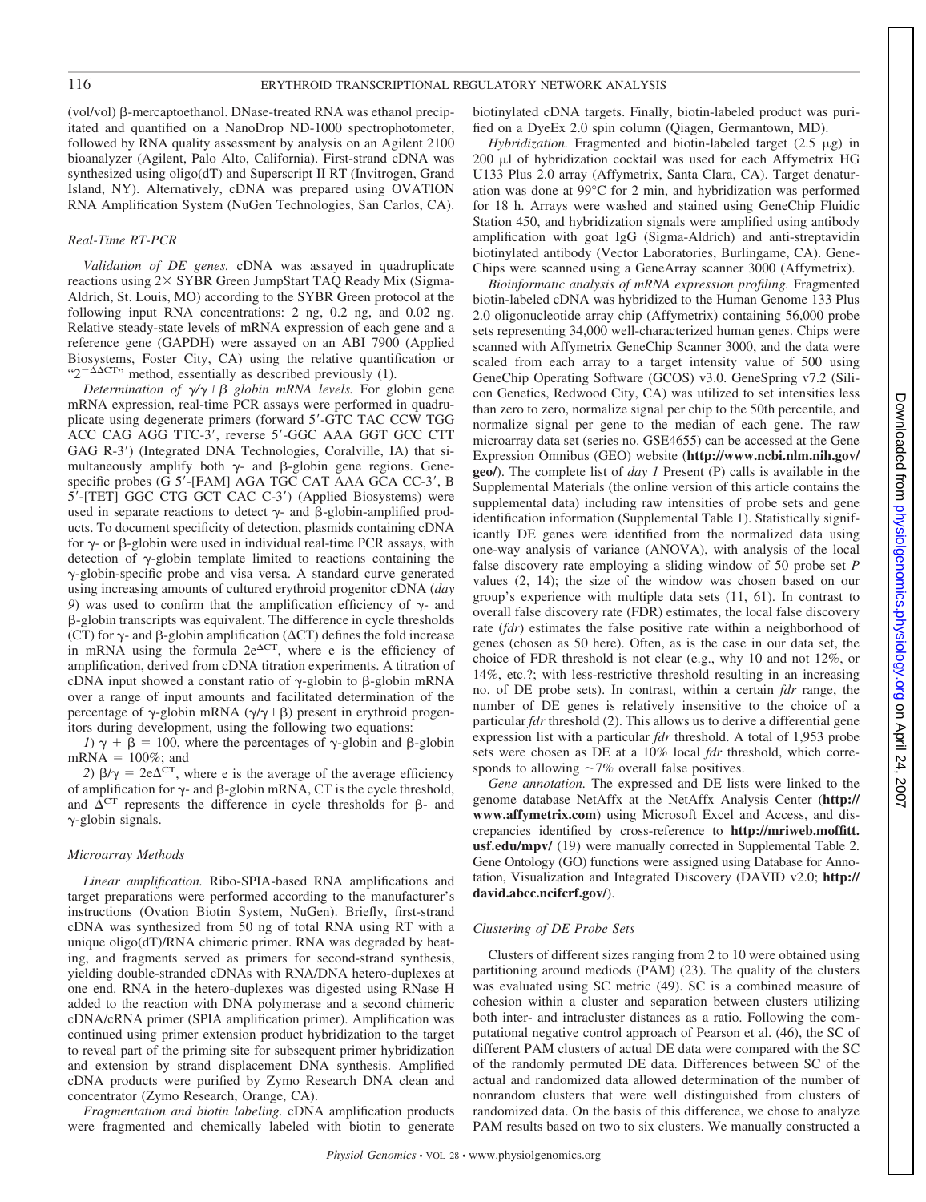(vol/vol) β-mercaptoethanol. DNase-treated RNA was ethanol precipitated and quantified on a NanoDrop ND-1000 spectrophotometer, followed by RNA quality assessment by analysis on an Agilent 2100 bioanalyzer (Agilent, Palo Alto, California). First-strand cDNA was synthesized using oligo(dT) and Superscript II RT (Invitrogen, Grand Island, NY). Alternatively, cDNA was prepared using OVATION RNA Amplification System (NuGen Technologies, San Carlos, CA).

### Real-Time RT-PCR

*Validation of DE genes.* cDNA was assayed in quadruplicate reactions using 2× SYBR Green JumpStart TAQ Ready Mix (Sigma-Aldrich, St. Louis, MO) according to the SYBR Green protocol at the following input RNA concentrations: 2 ng, 0.2 ng, and 0.02 ng. Relative steady-state levels of mRNA expression of each gene and a reference gene (GAPDH) were assayed on an ABI 7900 (Applied Biosystems, Foster City, CA) using the relative quantification or "$2^{-\Delta\Delta CT}$" method, essentially as described previously (1).

*Determination of γ/γ+β globin mRNA levels.* For globin gene mRNA expression, real-time PCR assays were performed in quadruplicate using degenerate primers (forward 5′-GTC TAC CCW TGG ACC CAG AGG TTC-3′, reverse 5′-GGC AAA GGT GCC CTT GAG R-3′) (Integrated DNA Technologies, Coralville, IA) that simultaneously amplify both γ- and β-globin gene regions. Gene-specific probes (G 5′-[FAM] AGA TGC CAT AAA GCA CC-3′, B 5′-[TET] GGC CTG GCT CAC C-3′) (Applied Biosystems) were used in separate reactions to detect γ- and β-globin-amplified products. To document specificity of detection, plasmids containing cDNA for γ- or β-globin were used in individual real-time PCR assays, with detection of γ-globin template limited to reactions containing the γ-globin-specific probe and visa versa. A standard curve generated using increasing amounts of cultured erythroid progenitor cDNA (*day 9*) was used to confirm that the amplification efficiency of γ- and β-globin transcripts was equivalent. The difference in cycle thresholds (CT) for γ- and β-globin amplification (ΔCT) defines the fold increase in mRNA using the formula $2e^{\Delta CT}$, where e is the efficiency of amplification, derived from cDNA titration experiments. A titration of cDNA input showed a constant ratio of γ-globin to β-globin mRNA over a range of input amounts and facilitated determination of the percentage of γ-globin mRNA (γ/γ+β) present in erythroid progenitors during development, using the following two equations:

*1)* $\gamma + \beta = 100$, where the percentages of γ-globin and β-globin mRNA = 100%; and

*2)* $\beta/\gamma = 2e\Delta^{CT}$, where e is the average of the average efficiency of amplification for γ- and β-globin mRNA, CT is the cycle threshold, and $\Delta^{CT}$ represents the difference in cycle thresholds for β- and γ-globin signals.

### Microarray Methods

*Linear amplification.* Ribo-SPIA-based RNA amplifications and target preparations were performed according to the manufacturer's instructions (Ovation Biotin System, NuGen). Briefly, first-strand cDNA was synthesized from 50 ng of total RNA using RT with a unique oligo(dT)/RNA chimeric primer. RNA was degraded by heating, and fragments served as primers for second-strand synthesis, yielding double-stranded cDNAs with RNA/DNA hetero-duplexes at one end. RNA in the hetero-duplexes was digested using RNase H added to the reaction with DNA polymerase and a second chimeric cDNA/cRNA primer (SPIA amplification primer). Amplification was continued using primer extension product hybridization to the target to reveal part of the priming site for subsequent primer hybridization and extension by strand displacement DNA synthesis. Amplified cDNA products were purified by Zymo Research DNA clean and concentrator (Zymo Research, Orange, CA).

*Fragmentation and biotin labeling.* cDNA amplification products were fragmented and chemically labeled with biotin to generate biotinylated cDNA targets. Finally, biotin-labeled product was purified on a DyeEx 2.0 spin column (Qiagen, Germantown, MD).

*Hybridization.* Fragmented and biotin-labeled target (2.5 μg) in 200 μl of hybridization cocktail was used for each Affymetrix HG U133 Plus 2.0 array (Affymetrix, Santa Clara, CA). Target denaturation was done at 99°C for 2 min, and hybridization was performed for 18 h. Arrays were washed and stained using GeneChip Fluidic Station 450, and hybridization signals were amplified using antibody amplification with goat IgG (Sigma-Aldrich) and anti-streptavidin biotinylated antibody (Vector Laboratories, Burlingame, CA). GeneChips were scanned using a GeneArray scanner 3000 (Affymetrix).

*Bioinformatic analysis of mRNA expression profiling.* Fragmented biotin-labeled cDNA was hybridized to the Human Genome 133 Plus 2.0 oligonucleotide array chip (Affymetrix) containing 56,000 probe sets representing 34,000 well-characterized human genes. Chips were scanned with Affymetrix GeneChip Scanner 3000, and the data were scaled from each array to a target intensity value of 500 using GeneChip Operating Software (GCOS) v3.0. GeneSpring v7.2 (Silicon Genetics, Redwood City, CA) was utilized to set intensities less than zero to zero, normalize signal per chip to the 50th percentile, and normalize signal per gene to the median of each gene. The raw microarray data set (series no. GSE4655) can be accessed at the Gene Expression Omnibus (GEO) website (**http://www.ncbi.nlm.nih.gov/geo/**). The complete list of *day 1* Present (P) calls is available in the Supplemental Materials (the online version of this article contains the supplemental data) including raw intensities of probe sets and gene identification information (Supplemental Table 1). Statistically significantly DE genes were identified from the normalized data using one-way analysis of variance (ANOVA), with analysis of the local false discovery rate employing a sliding window of 50 probe set *P* values (2, 14); the size of the window was chosen based on our group's experience with multiple data sets (11, 61). In contrast to overall false discovery rate (FDR) estimates, the local false discovery rate (*fdr*) estimates the false positive rate within a neighborhood of genes (chosen as 50 here). Often, as is the case in our data set, the choice of FDR threshold is not clear (e.g., why 10 and not 12%, or 14%, etc.?; with less-restrictive threshold resulting in an increasing no. of DE probe sets). In contrast, within a certain *fdr* range, the number of DE genes is relatively insensitive to the choice of a particular *fdr* threshold (2). This allows us to derive a differential gene expression list with a particular *fdr* threshold. A total of 1,953 probe sets were chosen as DE at a 10% local *fdr* threshold, which corresponds to allowing ~7% overall false positives.

*Gene annotation.* The expressed and DE lists were linked to the genome database NetAffx at the NetAffx Analysis Center (**http://www.affymetrix.com**) using Microsoft Excel and Access, and discrepancies identified by cross-reference to **http://mriweb.moffitt.usf.edu/mpv/** (19) were manually corrected in Supplemental Table 2. Gene Ontology (GO) functions were assigned using Database for Annotation, Visualization and Integrated Discovery (DAVID v2.0; **http://david.abcc.ncifcrf.gov/**).

### Clustering of DE Probe Sets

Clusters of different sizes ranging from 2 to 10 were obtained using partitioning around mediods (PAM) (23). The quality of the clusters was evaluated using SC metric (49). SC is a combined measure of cohesion within a cluster and separation between clusters utilizing both inter- and intracluster distances as a ratio. Following the computational negative control approach of Pearson et al. (46), the SC of different PAM clusters of actual DE data were compared with the SC of the randomly permuted DE data. Differences between SC of the actual and randomized data allowed determination of the number of nonrandom clusters that were well distinguished from clusters of randomized data. On the basis of this difference, we chose to analyze PAM results based on two to six clusters. We manually constructed a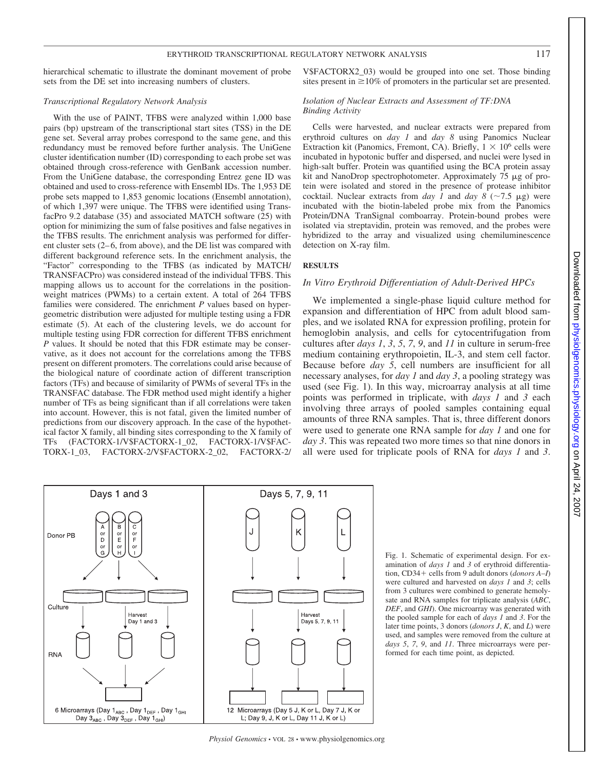hierarchical schematic to illustrate the dominant movement of probe sets from the DE set into increasing numbers of clusters.

*Transcriptional Regulatory Network Analysis*

With the use of PAINT, TFBS were analyzed within 1,000 base pairs (bp) upstream of the transcriptional start sites (TSS) in the DE gene set. Several array probes correspond to the same gene, and this redundancy must be removed before further analysis. The UniGene cluster identification number (ID) corresponding to each probe set was obtained through cross-reference with GenBank accession number. From the UniGene database, the corresponding Entrez gene ID was obtained and used to cross-reference with Ensembl IDs. The 1,953 DE probe sets mapped to 1,853 genomic locations (Ensembl annotation), of which 1,397 were unique. The TFBS were identified using TransfacPro 9.2 database (35) and associated MATCH software (25) with option for minimizing the sum of false positives and false negatives in the TFBS results. The enrichment analysis was performed for different cluster sets (2–6, from above), and the DE list was compared with different background reference sets. In the enrichment analysis, the "Factor" corresponding to the TFBS (as indicated by MATCH/TRANSFACPro) was considered instead of the individual TFBS. This mapping allows us to account for the correlations in the position-weight matrices (PWMs) to a certain extent. A total of 264 TFBS families were considered. The enrichment *P* values based on hypergeometric distribution were adjusted for multiple testing using a FDR estimate (5). At each of the clustering levels, we do account for multiple testing using FDR correction for different TFBS enrichment *P* values. It should be noted that this FDR estimate may be conservative, as it does not account for the correlations among the TFBS present on different promoters. The correlations could arise because of the biological nature of coordinate action of different transcription factors (TFs) and because of similarity of PWMs of several TFs in the TRANSFAC database. The FDR method used might identify a higher number of TFs as being significant than if all correlations were taken into account. However, this is not fatal, given the limited number of predictions from our discovery approach. In the case of the hypothetical factor X family, all binding sites corresponding to the X family of TFs (FACTORX-1/V$FACTORX-1_02, FACTORX-1/V$FACTORX-1_03, FACTORX-2/V$FACTORX-2_02, FACTORX-2/V$FACTORX2_03) would be grouped into one set. Those binding sites present in ≥10% of promoters in the particular set are presented.

*Isolation of Nuclear Extracts and Assessment of TF:DNA Binding Activity*

Cells were harvested, and nuclear extracts were prepared from erythroid cultures on *day 1* and *day 8* using Panomics Nuclear Extraction kit (Panomics, Fremont, CA). Briefly, $1 \times 10^6$ cells were incubated in hypotonic buffer and dispersed, and nuclei were lysed in high-salt buffer. Protein was quantified using the BCA protein assay kit and NanoDrop spectrophotometer. Approximately 75 μg of protein were isolated and stored in the presence of protease inhibitor cocktail. Nuclear extracts from *day 1* and *day 8* (~7.5 μg) were incubated with the biotin-labeled probe mix from the Panomics Protein/DNA TranSignal comboarray. Protein-bound probes were isolated via streptavidin, protein was removed, and the probes were hybridized to the array and visualized using chemiluminescence detection on X-ray film.

## RESULTS

*In Vitro Erythroid Differentiation of Adult-Derived HPCs*

We implemented a single-phase liquid culture method for expansion and differentiation of HPC from adult blood samples, and we isolated RNA for expression profiling, protein for hemoglobin analysis, and cells for cytocentrifugation from cultures after *days 1*, *3*, *5*, *7*, *9*, and *11* in culture in serum-free medium containing erythropoietin, IL-3, and stem cell factor. Because before *day 5*, cell numbers are insufficient for all necessary analyses, for *day 1* and *day 3*, a pooling strategy was used (see Fig. 1). In this way, microarray analysis at all time points was performed in triplicate, with *days 1* and *3* each involving three arrays of pooled samples containing equal amounts of three RNA samples. That is, three different donors were used to generate one RNA sample for *day 1* and one for *day 3*. This was repeated two more times so that nine donors in all were used for triplicate pools of RNA for *days 1* and *3*.

Fig. 1. Schematic of experimental design. For examination of *days 1* and *3* of erythroid differentiation, CD34+ cells from 9 adult donors (*donors A–I*) were cultured and harvested on *days 1* and *3*; cells from 3 cultures were combined to generate hemolysate and RNA samples for triplicate analysis (*ABC*, *DEF*, and *GHI*). One microarray was generated with the pooled sample for each of *days 1* and *3*. For the later time points, 3 donors (*donors J*, *K*, and *L*) were used, and samples were removed from the culture at *days 5*, *7*, *9*, and *11*. Three microarrays were performed for each time point, as depicted.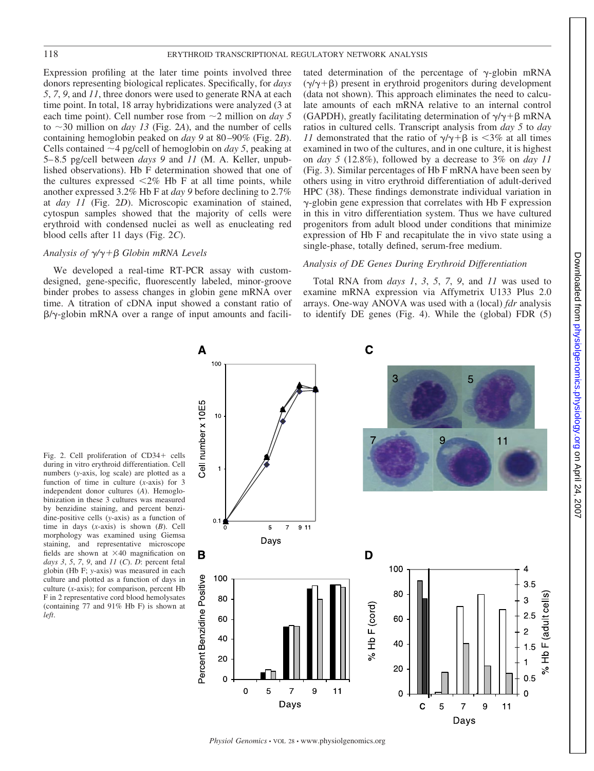Expression profiling at the later time points involved three donors representing biological replicates. Specifically, for *days 5*, *7*, *9*, and *11*, three donors were used to generate RNA at each time point. In total, 18 array hybridizations were analyzed (3 at each time point). Cell number rose from ~2 million on *day 5* to ~30 million on *day 13* (Fig. 2*A*), and the number of cells containing hemoglobin peaked on *day 9* at 80–90% (Fig. 2*B*). Cells contained ~4 pg/cell of hemoglobin on *day 5*, peaking at 5–8.5 pg/cell between *days 9* and *11* (M. A. Keller, unpublished observations). Hb F determination showed that one of the cultures expressed <2% Hb F at all time points, while another expressed 3.2% Hb F at *day 9* before declining to 2.7% at *day 11* (Fig. 2*D*). Microscopic examination of stained, cytospun samples showed that the majority of cells were erythroid with condensed nuclei as well as enucleating red blood cells after 11 days (Fig. 2*C*).

### *Analysis of γ/γ+β Globin mRNA Levels*

We developed a real-time RT-PCR assay with custom-designed, gene-specific, fluorescently labeled, minor-groove binder probes to assess changes in globin gene mRNA over time. A titration of cDNA input showed a constant ratio of β/γ-globin mRNA over a range of input amounts and facilitated determination of the percentage of γ-globin mRNA (γ/γ+β) present in erythroid progenitors during development (data not shown). This approach eliminates the need to calculate amounts of each mRNA relative to an internal control (GAPDH), greatly facilitating determination of γ/γ+β mRNA ratios in cultured cells. Transcript analysis from *day 5* to *day 11* demonstrated that the ratio of γ/γ+β is <3% at all times examined in two of the cultures, and in one culture, it is highest on *day 5* (12.8%), followed by a decrease to 3% on *day 11* (Fig. 3). Similar percentages of Hb F mRNA have been seen by others using in vitro erythroid differentiation of adult-derived HPC (38). These findings demonstrate individual variation in γ-globin gene expression that correlates with Hb F expression in this in vitro differentiation system. Thus we have cultured progenitors from adult blood under conditions that minimize expression of Hb F and recapitulate the in vivo state using a single-phase, totally defined, serum-free medium.

### *Analysis of DE Genes During Erythroid Differentiation*

Total RNA from *days 1*, *3*, *5*, *7*, *9*, and *11* was used to examine mRNA expression via Affymetrix U133 Plus 2.0 arrays. One-way ANOVA was used with a (local) *fdr* analysis to identify DE genes (Fig. 4). While the (global) FDR (5)

Fig. 2. Cell proliferation of CD34+ cells during in vitro erythroid differentiation. Cell numbers (*y*-axis, log scale) are plotted as a function of time in culture (*x*-axis) for 3 independent donor cultures (*A*). Hemoglobinization in these 3 cultures was measured by benzidine staining, and percent benzidine-positive cells (*y*-axis) as a function of time in days (*x*-axis) is shown (*B*). Cell morphology was examined using Giemsa staining, and representative microscope fields are shown at ×40 magnification on *days 3*, *5*, *7*, *9*, and *11* (*C*). *D*: percent fetal globin (Hb F; *y*-axis) was measured in each culture and plotted as a function of days in culture (*x*-axis); for comparison, percent Hb F in 2 representative cord blood hemolysates (containing 77 and 91% Hb F) is shown at *left*.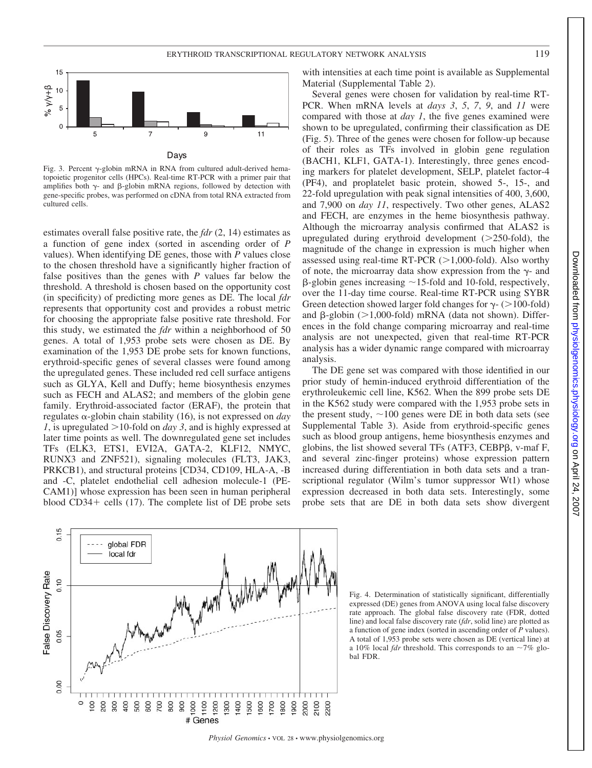Fig. 3. Percent γ-globin mRNA in RNA from cultured adult-derived hematopoietic progenitor cells (HPCs). Real-time RT-PCR with a primer pair that amplifies both γ- and β-globin mRNA regions, followed by detection with gene-specific probes, was performed on cDNA from total RNA extracted from cultured cells.

estimates overall false positive rate, the *fdr* (2, 14) estimates as a function of gene index (sorted in ascending order of *P* values). When identifying DE genes, those with *P* values close to the chosen threshold have a significantly higher fraction of false positives than the genes with *P* values far below the threshold. A threshold is chosen based on the opportunity cost (in specificity) of predicting more genes as DE. The local *fdr* represents that opportunity cost and provides a robust metric for choosing the appropriate false positive rate threshold. For this study, we estimated the *fdr* within a neighborhood of 50 genes. A total of 1,953 probe sets were chosen as DE. By examination of the 1,953 DE probe sets for known functions, erythroid-specific genes of several classes were found among the upregulated genes. These included red cell surface antigens such as GLYA, Kell and Duffy; heme biosynthesis enzymes such as FECH and ALAS2; and members of the globin gene family. Erythroid-associated factor (ERAF), the protein that regulates α-globin chain stability (16), is not expressed on *day 1*, is upregulated >10-fold on *day 3*, and is highly expressed at later time points as well. The downregulated gene set includes TFs (ELK3, ETS1, EVI2A, GATA-2, KLF12, NMYC, RUNX3 and ZNF521), signaling molecules (FLT3, JAK3, PRKCB1), and structural proteins [CD34, CD109, HLA-A, -B and -C, platelet endothelial cell adhesion molecule-1 (PECAM1)] whose expression has been seen in human peripheral blood CD34+ cells (17). The complete list of DE probe sets with intensities at each time point is available as Supplemental Material (Supplemental Table 2).

Several genes were chosen for validation by real-time RT-PCR. When mRNA levels at *days 3*, *5*, *7*, *9*, and *11* were compared with those at *day 1*, the five genes examined were shown to be upregulated, confirming their classification as DE (Fig. 5). Three of the genes were chosen for follow-up because of their roles as TFs involved in globin gene regulation (BACH1, KLF1, GATA-1). Interestingly, three genes encoding markers for platelet development, SELP, platelet factor-4 (PF4), and proplatelet basic protein, showed 5-, 15-, and 22-fold upregulation with peak signal intensities of 400, 3,600, and 7,900 on *day 11*, respectively. Two other genes, ALAS2 and FECH, are enzymes in the heme biosynthesis pathway. Although the microarray analysis confirmed that ALAS2 is upregulated during erythroid development (>250-fold), the magnitude of the change in expression is much higher when assessed using real-time RT-PCR (>1,000-fold). Also worthy of note, the microarray data show expression from the γ- and β-globin genes increasing ∼15-fold and 10-fold, respectively, over the 11-day time course. Real-time RT-PCR using SYBR Green detection showed larger fold changes for γ- (>100-fold) and β-globin (>1,000-fold) mRNA (data not shown). Differences in the fold change comparing microarray and real-time analysis are not unexpected, given that real-time RT-PCR analysis has a wider dynamic range compared with microarray analysis.

The DE gene set was compared with those identified in our prior study of hemin-induced erythroid differentiation of the erythroleukemic cell line, K562. When the 899 probe sets DE in the K562 study were compared with the 1,953 probe sets in the present study, ∼100 genes were DE in both data sets (see Supplemental Table 3). Aside from erythroid-specific genes such as blood group antigens, heme biosynthesis enzymes and globins, the list showed several TFs (ATF3, CEBPβ, v-maf F, and several zinc-finger proteins) whose expression pattern increased during differentiation in both data sets and a transcriptional regulator (Wilm's tumor suppressor Wt1) whose expression decreased in both data sets. Interestingly, some probe sets that are DE in both data sets show divergent

Fig. 4. Determination of statistically significant, differentially expressed (DE) genes from ANOVA using local false discovery rate approach. The global false discovery rate (FDR, dotted line) and local false discovery rate (*fdr*, solid line) are plotted as a function of gene index (sorted in ascending order of *P* values). A total of 1,953 probe sets were chosen as DE (vertical line) at a 10% local *fdr* threshold. This corresponds to an ∼7% global FDR.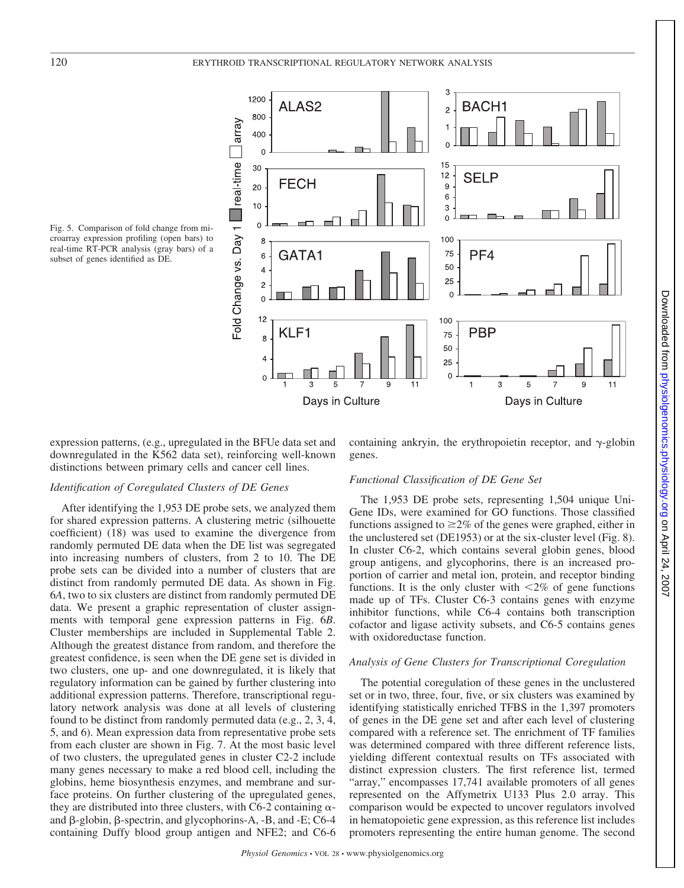Fig. 5. Comparison of fold change from microarray expression profiling (open bars) to real-time RT-PCR analysis (gray bars) of a subset of genes identified as DE.

expression patterns, (e.g., upregulated in the BFUe data set and downregulated in the K562 data set), reinforcing well-known distinctions between primary cells and cancer cell lines.

### *Identification of Coregulated Clusters of DE Genes*

After identifying the 1,953 DE probe sets, we analyzed them for shared expression patterns. A clustering metric (silhouette coefficient) (18) was used to examine the divergence from randomly permuted DE data when the DE list was segregated into increasing numbers of clusters, from 2 to 10. The DE probe sets can be divided into a number of clusters that are distinct from randomly permuted DE data. As shown in Fig. 6*A*, two to six clusters are distinct from randomly permuted DE data. We present a graphic representation of cluster assignments with temporal gene expression patterns in Fig. 6*B*. Cluster memberships are included in Supplemental Table 2. Although the greatest distance from random, and therefore the greatest confidence, is seen when the DE gene set is divided in two clusters, one up- and one downregulated, it is likely that regulatory information can be gained by further clustering into additional expression patterns. Therefore, transcriptional regulatory network analysis was done at all levels of clustering found to be distinct from randomly permuted data (e.g., 2, 3, 4, 5, and 6). Mean expression data from representative probe sets from each cluster are shown in Fig. 7. At the most basic level of two clusters, the upregulated genes in cluster C2-2 include many genes necessary to make a red blood cell, including the globins, heme biosynthesis enzymes, and membrane and surface proteins. On further clustering of the upregulated genes, they are distributed into three clusters, with C6-2 containing α- and β-globin, β-spectrin, and glycophorins-A, -B, and -E; C6-4 containing Duffy blood group antigen and NFE2; and C6-6 containing ankryin, the erythropoietin receptor, and γ-globin genes.

### *Functional Classification of DE Gene Set*

The 1,953 DE probe sets, representing 1,504 unique UniGene IDs, were examined for GO functions. Those classified functions assigned to ≥2% of the genes were graphed, either in the unclustered set (DE1953) or at the six-cluster level (Fig. 8). In cluster C6-2, which contains several globin genes, blood group antigens, and glycophorins, there is an increased proportion of carrier and metal ion, protein, and receptor binding functions. It is the only cluster with <2% of gene functions made up of TFs. Cluster C6-3 contains genes with enzyme inhibitor functions, while C6-4 contains both transcription cofactor and ligase activity subsets, and C6-5 contains genes with oxidoreductase function.

### *Analysis of Gene Clusters for Transcriptional Coregulation*

The potential coregulation of these genes in the unclustered set or in two, three, four, five, or six clusters was examined by identifying statistically enriched TFBS in the 1,397 promoters of genes in the DE gene set and after each level of clustering compared with a reference set. The enrichment of TF families was determined compared with three different reference lists, yielding different contextual results on TFs associated with distinct expression clusters. The first reference list, termed "array," encompasses 17,741 available promoters of all genes represented on the Affymetrix U133 Plus 2.0 array. This comparison would be expected to uncover regulators involved in hematopoietic gene expression, as this reference list includes promoters representing the entire human genome. The second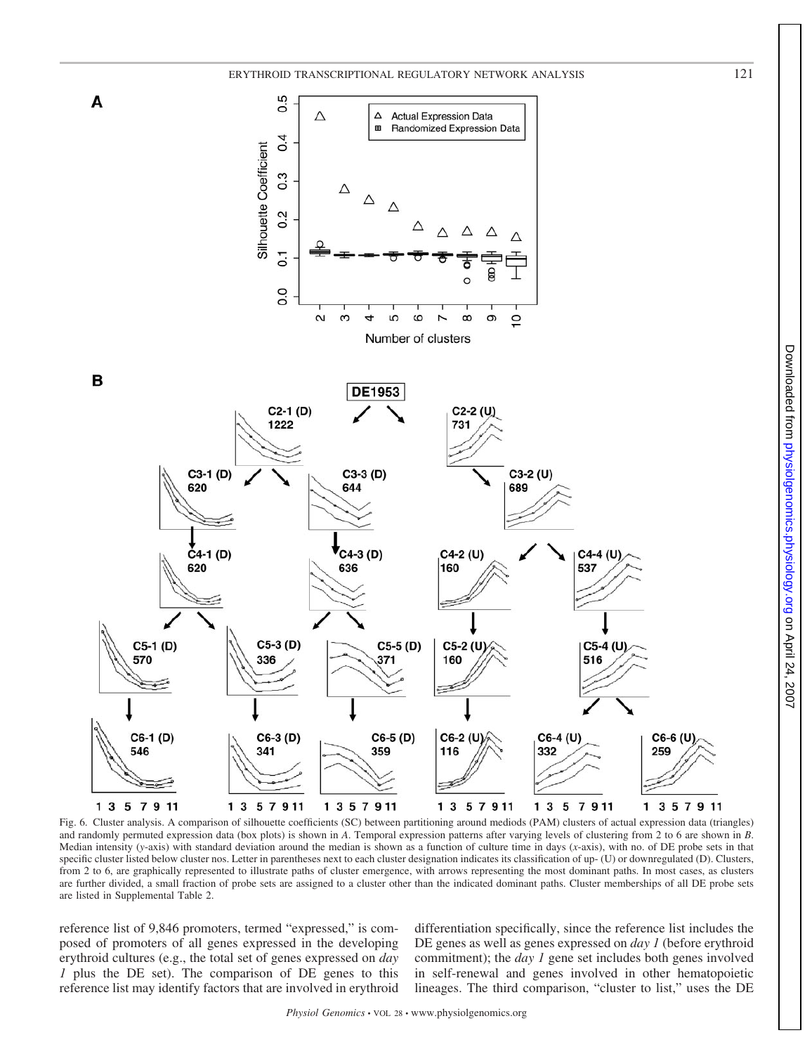Fig. 6. Cluster analysis. A comparison of silhouette coefficients (SC) between partitioning around mediods (PAM) clusters of actual expression data (triangles) and randomly permuted expression data (box plots) is shown in *A*. Temporal expression patterns after varying levels of clustering from 2 to 6 are shown in *B*. Median intensity (*y*-axis) with standard deviation around the median is shown as a function of culture time in days (*x*-axis), with no. of DE probe sets in that specific cluster listed below cluster nos. Letter in parentheses next to each cluster designation indicates its classification of up- (U) or downregulated (D). Clusters, from 2 to 6, are graphically represented to illustrate paths of cluster emergence, with arrows representing the most dominant paths. In most cases, as clusters are further divided, a small fraction of probe sets are assigned to a cluster other than the indicated dominant paths. Cluster memberships of all DE probe sets are listed in Supplemental Table 2.

reference list of 9,846 promoters, termed "expressed," is composed of promoters of all genes expressed in the developing erythroid cultures (e.g., the total set of genes expressed on *day 1* plus the DE set). The comparison of DE genes to this reference list may identify factors that are involved in erythroid differentiation specifically, since the reference list includes the DE genes as well as genes expressed on *day 1* (before erythroid commitment); the *day 1* gene set includes both genes involved in self-renewal and genes involved in other hematopoietic lineages. The third comparison, "cluster to list," uses the DE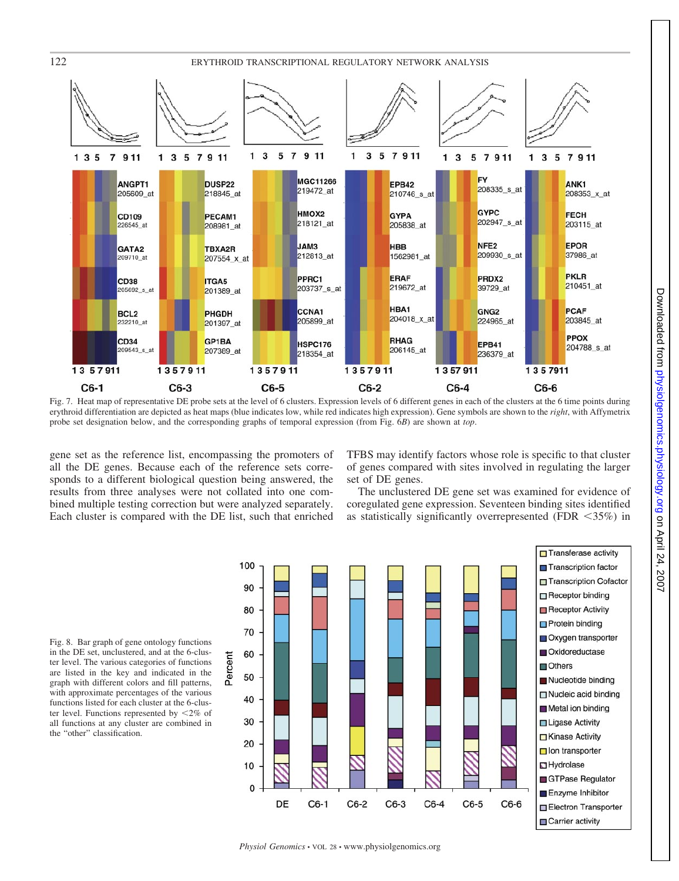Fig. 7. Heat map of representative DE probe sets at the level of 6 clusters. Expression levels of 6 different genes in each of the clusters at the 6 time points during erythroid differentiation are depicted as heat maps (blue indicates low, while red indicates high expression). Gene symbols are shown to the *right*, with Affymetrix probe set designation below, and the corresponding graphs of temporal expression (from Fig. 6*B*) are shown at *top*.

gene set as the reference list, encompassing the promoters of all the DE genes. Because each of the reference sets corresponds to a different biological question being answered, the results from three analyses were not collated into one combined multiple testing correction but were analyzed separately. Each cluster is compared with the DE list, such that enriched TFBS may identify factors whose role is specific to that cluster of genes compared with sites involved in regulating the larger set of DE genes.

The unclustered DE gene set was examined for evidence of coregulated gene expression. Seventeen binding sites identified as statistically significantly overrepresented (FDR <35%) in

Fig. 8. Bar graph of gene ontology functions in the DE set, unclustered, and at the 6-cluster level. The various categories of functions are listed in the key and indicated in the graph with different colors and fill patterns, with approximate percentages of the various functions listed for each cluster at the 6-cluster level. Functions represented by <2% of all functions at any cluster are combined in the "other" classification.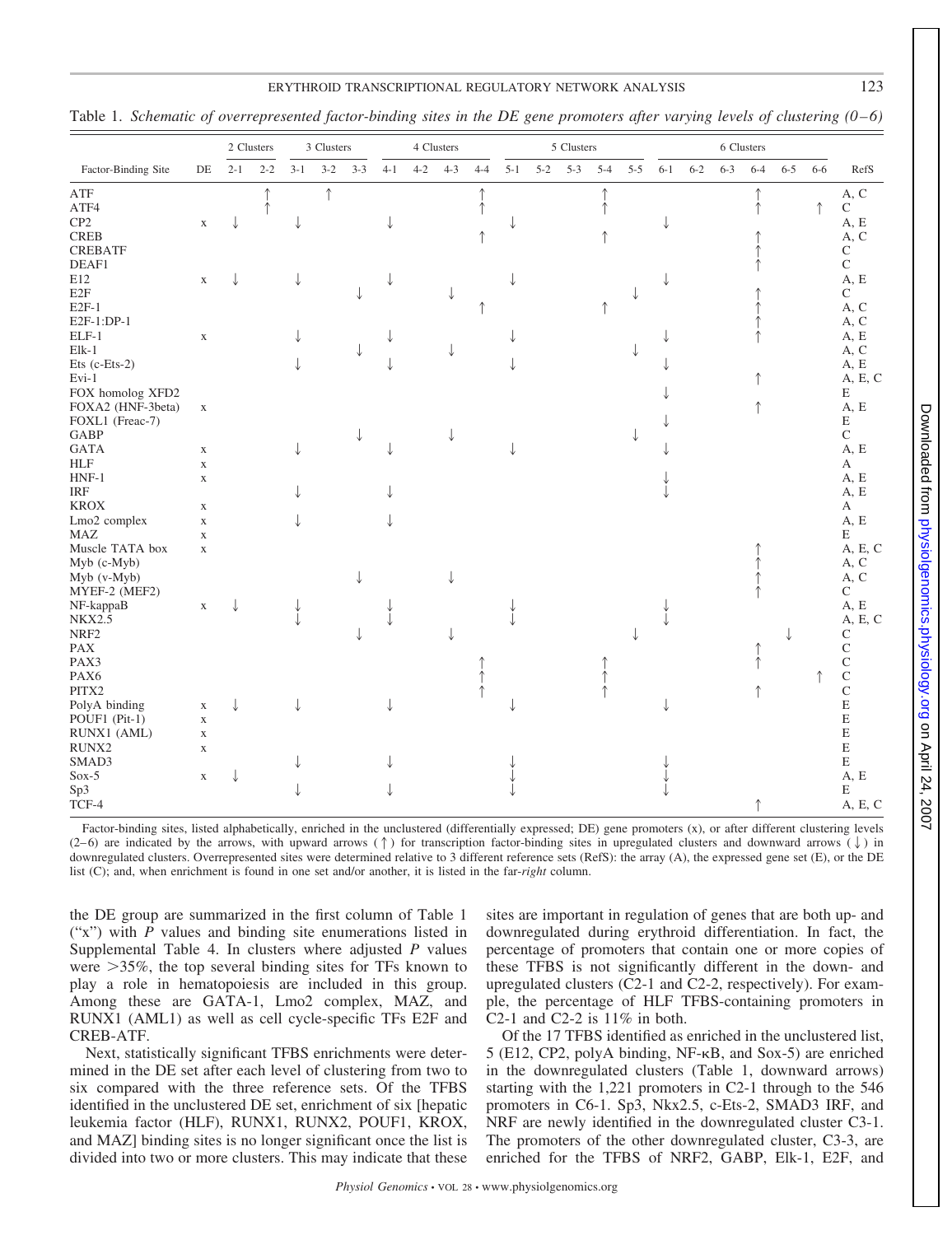Table 1. *Schematic of overrepresented factor-binding sites in the DE gene promoters after varying levels of clustering (0–6)*

| Factor-Binding Site | DE | 2 Clusters | | 3 Clusters | | | 4 Clusters | | | | 5 Clusters | | | | | 6 Clusters | | | | | | RefS |
|---|---|---|---|---|---|---|---|---|---|---|---|---|---|---|---|---|---|---|---|---|---|---|
| | | 2-1 | 2-2 | 3-1 | 3-2 | 3-3 | 4-1 | 4-2 | 4-3 | 4-4 | 5-1 | 5-2 | 5-3 | 5-4 | 5-5 | 6-1 | 6-2 | 6-3 | 6-4 | 6-5 | 6-6 | |
| ATF | | | ↑ | | ↑ | | | | | ↑ | | | | ↑ | | | | | ↑ | | | A, C |
| ATF4 | | | ↑ | | | | | | | ↑ | | | | ↑ | | | | | ↑ | | ↑ | C |
| CP2 | x | ↓ | | ↓ | | | ↓ | | | | ↓ | | | | | ↓ | | | | | | A, E |
| CREB | | | | | | | | | | ↑ | | | | ↑ | | | | | ↑ | | | A, C |
| CREBATF | | | | | | | | | | | | | | | | | | | ↑ | | | C |
| DEAF1 | | | | | | | | | | | | | | | | | | | ↑ | | | C |
| E12 | x | ↓ | | ↓ | | | ↓ | | | | ↓ | | | | | ↓ | | | | | | A, E |
| E2F | | | | | | ↓ | | | ↓ | | | | | | ↓ | | | | ↑ | | | C |
| E2F-1 | | | | | | | | | | ↑ | | | | ↑ | | | | | ↑ | | | A, C |
| E2F-1:DP-1 | | | | | | | | | | | | | | | | | | | ↑ | | | A, C |
| ELF-1 | x | | | ↓ | | | ↓ | | | | ↓ | | | | | ↓ | | | ↑ | | | A, E |
| Elk-1 | | | | | | ↓ | | | ↓ | | | | | | ↓ | | | | | | | A, C |
| Ets (c-Ets-2) | | | | ↓ | | | ↓ | | | | ↓ | | | | | ↓ | | | | | | A, E |
| Evi-1 | | | | | | | | | | | | | | | | | | | ↑ | | | A, E, C |
| FOX homolog XFD2 | | | | | | | | | | | | | | | | ↓ | | | | | | E |
| FOXA2 (HNF-3beta) | x | | | | | | | | | | | | | | | | | | ↑ | | | A, E |
| FOXL1 (Freac-7) | | | | | | | | | | | | | | | | ↓ | | | | | | E |
| GABP | | | | | | ↓ | | | ↓ | | | | | | ↓ | | | | | | | C |
| GATA | x | | | ↓ | | | ↓ | | | | ↓ | | | | | ↓ | | | | | | A, E |
| HLF | x | | | | | | | | | | | | | | | | | | | | | A |
| HNF-1 | x | | | | | | | | | | | | | | | ↓ | | | | | | A, E |
| IRF | | | | ↓ | | | ↓ | | | | | | | | | ↓ | | | | | | A, E |
| KROX | x | | | | | | | | | | | | | | | | | | | | | A |
| Lmo2 complex | x | | | ↓ | | | ↓ | | | | | | | | | | | | | | | A, E |
| MAZ | x | | | | | | | | | | | | | | | | | | | | | E |
| Muscle TATA box | x | | | | | | | | | | | | | | | | | | ↑ | | | A, E, C |
| Myb (c-Myb) | | | | | | | | | | | | | | | | | | | ↑ | | | A, C |
| Myb (v-Myb) | | | | | | ↓ | | | ↓ | | | | | | | | | | ↑ | | | A, C |
| MYEF-2 (MEF2) | | | | | | | | | | | | | | | | | | | ↑ | | | C |
| NF-kappaB | x | ↓ | | ↓ | | | ↓ | | | | ↓ | | | | | ↓ | | | | | | A, E |
| NKX2.5 | | | | ↓ | | | ↓ | | | | ↓ | | | | | ↓ | | | | | | A, E, C |
| NRF2 | | | | | | ↓ | | | ↓ | | | | | | ↓ | | | | | ↓ | | C |
| PAX | | | | | | | | | | | | | | | | | | | ↑ | | | C |
| PAX3 | | | | | | | | | | ↑ | | | | ↑ | | | | | ↑ | | | C |
| PAX6 | | | | | | | | | | ↑ | | | | ↑ | | | | | | | ↑ | C |
| PITX2 | | | | | | | | | | ↑ | | | | ↑ | | | | | ↑ | | | C |
| PolyA binding | x | ↓ | | ↓ | | | ↓ | | | | ↓ | | | | | ↓ | | | | | | E |
| POUF1 (Pit-1) | x | | | | | | | | | | | | | | | | | | | | | E |
| RUNX1 (AML) | x | | | | | | | | | | | | | | | | | | | | | E |
| RUNX2 | x | | | | | | | | | | | | | | | | | | | | | E |
| SMAD3 | | | | ↓ | | | ↓ | | | | ↓ | | | | | ↓ | | | | | | E |
| Sox-5 | x | ↓ | | | | | | | | | ↓ | | | | | ↓ | | | | | | A, E |
| Sp3 | | | | ↓ | | | ↓ | | | | ↓ | | | | | ↓ | | | | | | E |
| TCF-4 | | | | | | | | | | | | | | | | | | | ↑ | | | A, E, C |

Factor-binding sites, listed alphabetically, enriched in the unclustered (differentially expressed; DE) gene promoters (x), or after different clustering levels (2–6) are indicated by the arrows, with upward arrows (↑) for transcription factor-binding sites in upregulated clusters and downward arrows (↓) in downregulated clusters. Overrepresented sites were determined relative to 3 different reference sets (RefS): the array (A), the expressed gene set (E), or the DE list (C); and, when enrichment is found in one set and/or another, it is listed in the far-*right* column.

the DE group are summarized in the first column of Table 1 ("x") with *P* values and binding site enumerations listed in Supplemental Table 4. In clusters where adjusted *P* values were >35%, the top several binding sites for TFs known to play a role in hematopoiesis are included in this group. Among these are GATA-1, Lmo2 complex, MAZ, and RUNX1 (AML1) as well as cell cycle-specific TFs E2F and CREB-ATF.

Next, statistically significant TFBS enrichments were determined in the DE set after each level of clustering from two to six compared with the three reference sets. Of the TFBS identified in the unclustered DE set, enrichment of six [hepatic leukemia factor (HLF), RUNX1, RUNX2, POUF1, KROX, and MAZ] binding sites is no longer significant once the list is divided into two or more clusters. This may indicate that these sites are important in regulation of genes that are both up- and downregulated during erythroid differentiation. In fact, the percentage of promoters that contain one or more copies of these TFBS is not significantly different in the down- and upregulated clusters (C2-1 and C2-2, respectively). For example, the percentage of HLF TFBS-containing promoters in C2-1 and C2-2 is 11% in both.

Of the 17 TFBS identified as enriched in the unclustered list, 5 (E12, CP2, polyA binding, NF-κB, and Sox-5) are enriched in the downregulated clusters (Table 1, downward arrows) starting with the 1,221 promoters in C2-1 through to the 546 promoters in C6-1. Sp3, Nkx2.5, c-Ets-2, SMAD3 IRF, and NRF are newly identified in the downregulated cluster C3-1. The promoters of the other downregulated cluster, C3-3, are enriched for the TFBS of NRF2, GABP, Elk-1, E2F, and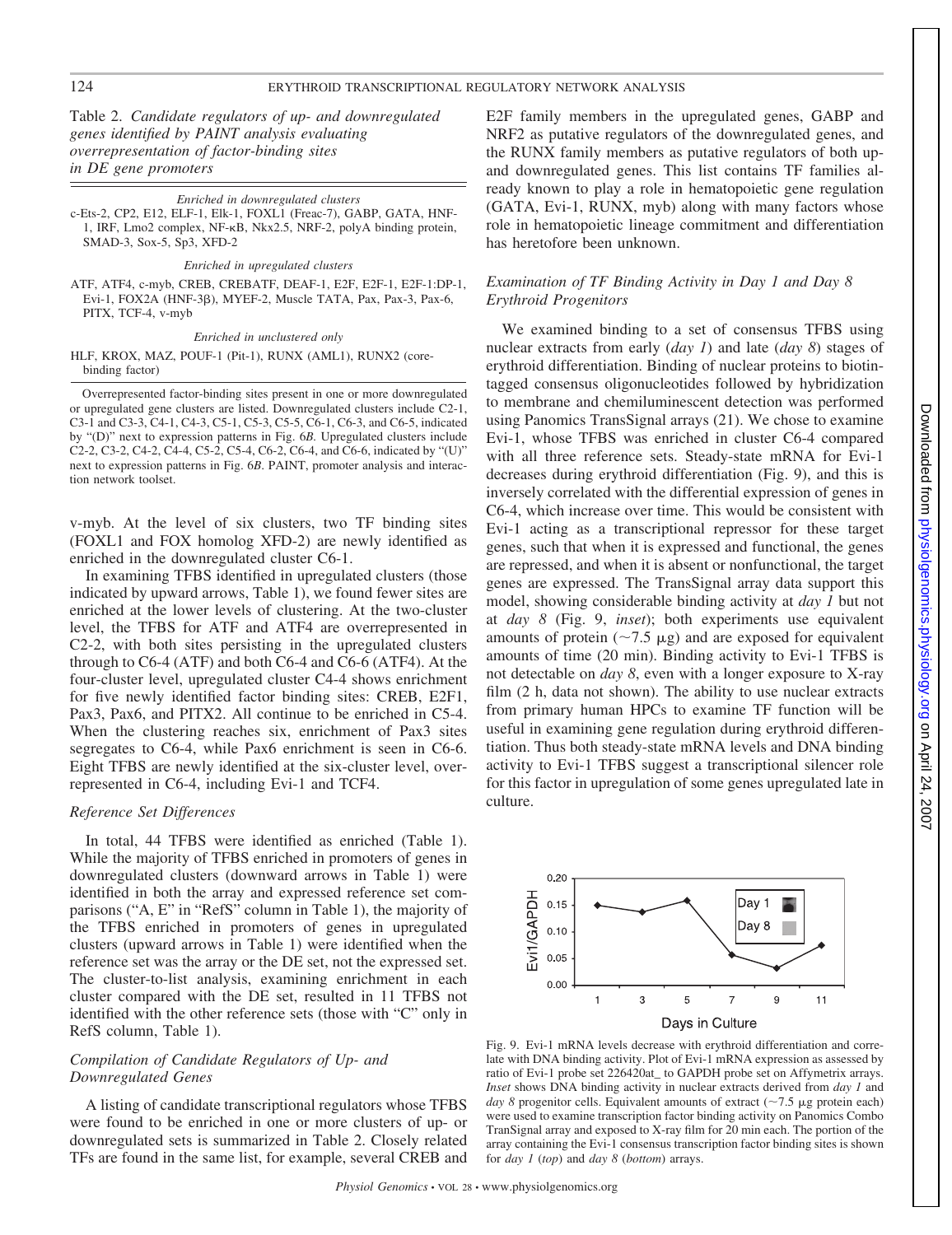Table 2. *Candidate regulators of up- and downregulated genes identified by PAINT analysis evaluating overrepresentation of factor-binding sites in DE gene promoters*

| |
|---|
| *Enriched in downregulated clusters* |
| c-Ets-2, CP2, E12, ELF-1, Elk-1, FOXL1 (Freac-7), GABP, GATA, HNF-1, IRF, Lmo2 complex, NF-κB, Nkx2.5, NRF-2, polyA binding protein, SMAD-3, Sox-5, Sp3, XFD-2 |
| *Enriched in upregulated clusters* |
| ATF, ATF4, c-myb, CREB, CREBATF, DEAF-1, E2F, E2F-1, E2F-1:DP-1, Evi-1, FOX2A (HNF-3β), MYEF-2, Muscle TATA, Pax, Pax-3, Pax-6, PITX, TCF-4, v-myb |
| *Enriched in unclustered only* |
| HLF, KROX, MAZ, POUF-1 (Pit-1), RUNX (AML1), RUNX2 (core-binding factor) |

Overrepresented factor-binding sites present in one or more downregulated or upregulated gene clusters are listed. Downregulated clusters include C2-1, C3-1 and C3-3, C4-1, C4-3, C5-1, C5-3, C5-5, C6-1, C6-3, and C6-5, indicated by "(D)" next to expression patterns in Fig. 6*B*. Upregulated clusters include C2-2, C3-2, C4-2, C4-4, C5-2, C5-4, C6-2, C6-4, and C6-6, indicated by "(U)" next to expression patterns in Fig. 6*B*. PAINT, promoter analysis and interaction network toolset.

v-myb. At the level of six clusters, two TF binding sites (FOXL1 and FOX homolog XFD-2) are newly identified as enriched in the downregulated cluster C6-1.

In examining TFBS identified in upregulated clusters (those indicated by upward arrows, Table 1), we found fewer sites are enriched at the lower levels of clustering. At the two-cluster level, the TFBS for ATF and ATF4 are overrepresented in C2-2, with both sites persisting in the upregulated clusters through to C6-4 (ATF) and both C6-4 and C6-6 (ATF4). At the four-cluster level, upregulated cluster C4-4 shows enrichment for five newly identified factor binding sites: CREB, E2F1, Pax3, Pax6, and PITX2. All continue to be enriched in C5-4. When the clustering reaches six, enrichment of Pax3 sites segregates to C6-4, while Pax6 enrichment is seen in C6-6. Eight TFBS are newly identified at the six-cluster level, overrepresented in C6-4, including Evi-1 and TCF4.

### *Reference Set Differences*

In total, 44 TFBS were identified as enriched (Table 1). While the majority of TFBS enriched in promoters of genes in downregulated clusters (downward arrows in Table 1) were identified in both the array and expressed reference set comparisons ("A, E" in "RefS" column in Table 1), the majority of the TFBS enriched in promoters of genes in upregulated clusters (upward arrows in Table 1) were identified when the reference set was the array or the DE set, not the expressed set. The cluster-to-list analysis, examining enrichment in each cluster compared with the DE set, resulted in 11 TFBS not identified with the other reference sets (those with "C" only in RefS column, Table 1).

### *Compilation of Candidate Regulators of Up- and Downregulated Genes*

A listing of candidate transcriptional regulators whose TFBS were found to be enriched in one or more clusters of up- or downregulated sets is summarized in Table 2. Closely related TFs are found in the same list, for example, several CREB and E2F family members in the upregulated genes, GABP and NRF2 as putative regulators of the downregulated genes, and the RUNX family members as putative regulators of both up- and downregulated genes. This list contains TF families already known to play a role in hematopoietic gene regulation (GATA, Evi-1, RUNX, myb) along with many factors whose role in hematopoietic lineage commitment and differentiation has heretofore been unknown.

### *Examination of TF Binding Activity in Day 1 and Day 8 Erythroid Progenitors*

We examined binding to a set of consensus TFBS using nuclear extracts from early (*day 1*) and late (*day 8*) stages of erythroid differentiation. Binding of nuclear proteins to biotin-tagged consensus oligonucleotides followed by hybridization to membrane and chemiluminescent detection was performed using Panomics TransSignal arrays (21). We chose to examine Evi-1, whose TFBS was enriched in cluster C6-4 compared with all three reference sets. Steady-state mRNA for Evi-1 decreases during erythroid differentiation (Fig. 9), and this is inversely correlated with the differential expression of genes in C6-4, which increase over time. This would be consistent with Evi-1 acting as a transcriptional repressor for these target genes, such that when it is expressed and functional, the genes are repressed, and when it is absent or nonfunctional, the target genes are expressed. The TransSignal array data support this model, showing considerable binding activity at *day 1* but not at *day 8* (Fig. 9, *inset*); both experiments use equivalent amounts of protein (~7.5 μg) and are exposed for equivalent amounts of time (20 min). Binding activity to Evi-1 TFBS is not detectable on *day 8*, even with a longer exposure to X-ray film (2 h, data not shown). The ability to use nuclear extracts from primary human HPCs to examine TF function will be useful in examining gene regulation during erythroid differentiation. Thus both steady-state mRNA levels and DNA binding activity to Evi-1 TFBS suggest a transcriptional silencer role for this factor in upregulation of some genes upregulated late in culture.

Fig. 9. Evi-1 mRNA levels decrease with erythroid differentiation and correlate with DNA binding activity. Plot of Evi-1 mRNA expression as assessed by ratio of Evi-1 probe set 226420at_ to GAPDH probe set on Affymetrix arrays. *Inset* shows DNA binding activity in nuclear extracts derived from *day 1* and *day 8* progenitor cells. Equivalent amounts of extract (~7.5 μg protein each) were used to examine transcription factor binding activity on Panomics Combo TranSignal array and exposed to X-ray film for 20 min each. The portion of the array containing the Evi-1 consensus transcription factor binding sites is shown for *day 1* (*top*) and *day 8* (*bottom*) arrays.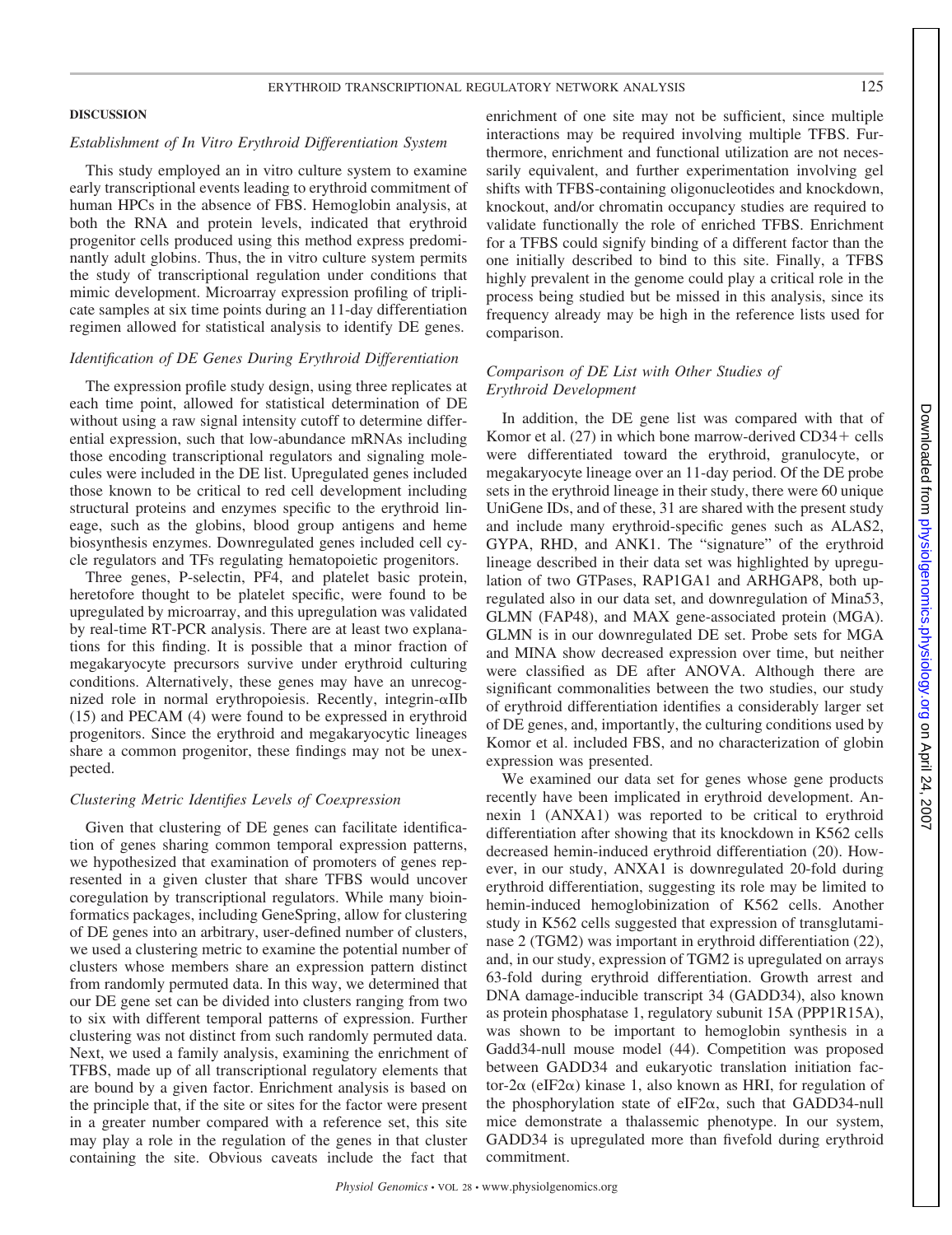## DISCUSSION

### *Establishment of In Vitro Erythroid Differentiation System*

This study employed an in vitro culture system to examine early transcriptional events leading to erythroid commitment of human HPCs in the absence of FBS. Hemoglobin analysis, at both the RNA and protein levels, indicated that erythroid progenitor cells produced using this method express predominantly adult globins. Thus, the in vitro culture system permits the study of transcriptional regulation under conditions that mimic development. Microarray expression profiling of triplicate samples at six time points during an 11-day differentiation regimen allowed for statistical analysis to identify DE genes.

### *Identification of DE Genes During Erythroid Differentiation*

The expression profile study design, using three replicates at each time point, allowed for statistical determination of DE without using a raw signal intensity cutoff to determine differential expression, such that low-abundance mRNAs including those encoding transcriptional regulators and signaling molecules were included in the DE list. Upregulated genes included those known to be critical to red cell development including structural proteins and enzymes specific to the erythroid lineage, such as the globins, blood group antigens and heme biosynthesis enzymes. Downregulated genes included cell cycle regulators and TFs regulating hematopoietic progenitors.

Three genes, P-selectin, PF4, and platelet basic protein, heretofore thought to be platelet specific, were found to be upregulated by microarray, and this upregulation was validated by real-time RT-PCR analysis. There are at least two explanations for this finding. It is possible that a minor fraction of megakaryocyte precursors survive under erythroid culturing conditions. Alternatively, these genes may have an unrecognized role in normal erythropoiesis. Recently, integrin-αIIb (15) and PECAM (4) were found to be expressed in erythroid progenitors. Since the erythroid and megakaryocytic lineages share a common progenitor, these findings may not be unexpected.

### *Clustering Metric Identifies Levels of Coexpression*

Given that clustering of DE genes can facilitate identification of genes sharing common temporal expression patterns, we hypothesized that examination of promoters of genes represented in a given cluster that share TFBS would uncover coregulation by transcriptional regulators. While many bioinformatics packages, including GeneSpring, allow for clustering of DE genes into an arbitrary, user-defined number of clusters, we used a clustering metric to examine the potential number of clusters whose members share an expression pattern distinct from randomly permuted data. In this way, we determined that our DE gene set can be divided into clusters ranging from two to six with different temporal patterns of expression. Further clustering was not distinct from such randomly permuted data. Next, we used a family analysis, examining the enrichment of TFBS, made up of all transcriptional regulatory elements that are bound by a given factor. Enrichment analysis is based on the principle that, if the site or sites for the factor were present in a greater number compared with a reference set, this site may play a role in the regulation of the genes in that cluster containing the site. Obvious caveats include the fact that enrichment of one site may not be sufficient, since multiple interactions may be required involving multiple TFBS. Furthermore, enrichment and functional utilization are not necessarily equivalent, and further experimentation involving gel shifts with TFBS-containing oligonucleotides and knockdown, knockout, and/or chromatin occupancy studies are required to validate functionally the role of enriched TFBS. Enrichment for a TFBS could signify binding of a different factor than the one initially described to bind to this site. Finally, a TFBS highly prevalent in the genome could play a critical role in the process being studied but be missed in this analysis, since its frequency already may be high in the reference lists used for comparison.

### *Comparison of DE List with Other Studies of Erythroid Development*

In addition, the DE gene list was compared with that of Komor et al. (27) in which bone marrow-derived CD34+ cells were differentiated toward the erythroid, granulocyte, or megakaryocyte lineage over an 11-day period. Of the DE probe sets in the erythroid lineage in their study, there were 60 unique UniGene IDs, and of these, 31 are shared with the present study and include many erythroid-specific genes such as ALAS2, GYPA, RHD, and ANK1. The "signature" of the erythroid lineage described in their data set was highlighted by upregulation of two GTPases, RAP1GA1 and ARHGAP8, both upregulated also in our data set, and downregulation of Mina53, GLMN (FAP48), and MAX gene-associated protein (MGA). GLMN is in our downregulated DE set. Probe sets for MGA and MINA show decreased expression over time, but neither were classified as DE after ANOVA. Although there are significant commonalities between the two studies, our study of erythroid differentiation identifies a considerably larger set of DE genes, and, importantly, the culturing conditions used by Komor et al. included FBS, and no characterization of globin expression was presented.

We examined our data set for genes whose gene products recently have been implicated in erythroid development. Annexin 1 (ANXA1) was reported to be critical to erythroid differentiation after showing that its knockdown in K562 cells decreased hemin-induced erythroid differentiation (20). However, in our study, ANXA1 is downregulated 20-fold during erythroid differentiation, suggesting its role may be limited to hemin-induced hemoglobinization of K562 cells. Another study in K562 cells suggested that expression of transglutaminase 2 (TGM2) was important in erythroid differentiation (22), and, in our study, expression of TGM2 is upregulated on arrays 63-fold during erythroid differentiation. Growth arrest and DNA damage-inducible transcript 34 (GADD34), also known as protein phosphatase 1, regulatory subunit 15A (PPP1R15A), was shown to be important to hemoglobin synthesis in a Gadd34-null mouse model (44). Competition was proposed between GADD34 and eukaryotic translation initiation factor-2α (eIF2α) kinase 1, also known as HRI, for regulation of the phosphorylation state of eIF2α, such that GADD34-null mice demonstrate a thalassemic phenotype. In our system, GADD34 is upregulated more than fivefold during erythroid commitment.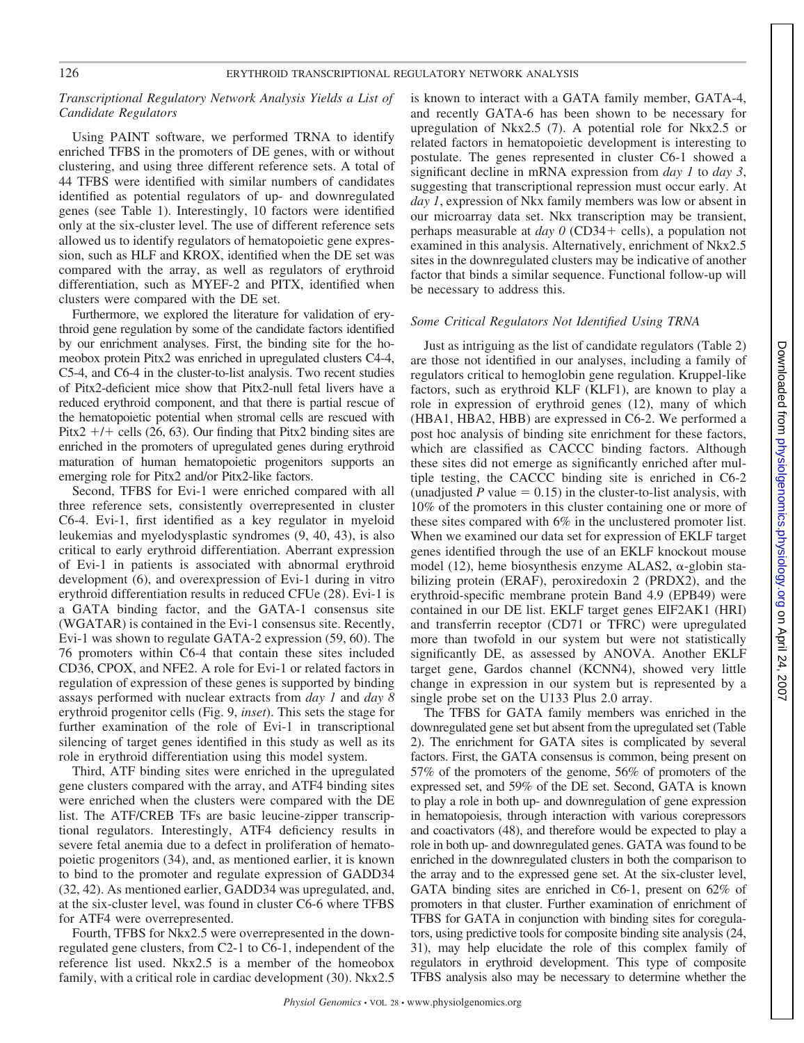### *Transcriptional Regulatory Network Analysis Yields a List of Candidate Regulators*

Using PAINT software, we performed TRNA to identify enriched TFBS in the promoters of DE genes, with or without clustering, and using three different reference sets. A total of 44 TFBS were identified with similar numbers of candidates identified as potential regulators of up- and downregulated genes (see Table 1). Interestingly, 10 factors were identified only at the six-cluster level. The use of different reference sets allowed us to identify regulators of hematopoietic gene expression, such as HLF and KROX, identified when the DE set was compared with the array, as well as regulators of erythroid differentiation, such as MYEF-2 and PITX, identified when clusters were compared with the DE set.

Furthermore, we explored the literature for validation of erythroid gene regulation by some of the candidate factors identified by our enrichment analyses. First, the binding site for the homeobox protein Pitx2 was enriched in upregulated clusters C4-4, C5-4, and C6-4 in the cluster-to-list analysis. Two recent studies of Pitx2-deficient mice show that Pitx2-null fetal livers have a reduced erythroid component, and that there is partial rescue of the hematopoietic potential when stromal cells are rescued with Pitx2 +/+ cells (26, 63). Our finding that Pitx2 binding sites are enriched in the promoters of upregulated genes during erythroid maturation of human hematopoietic progenitors supports an emerging role for Pitx2 and/or Pitx2-like factors.

Second, TFBS for Evi-1 were enriched compared with all three reference sets, consistently overrepresented in cluster C6-4. Evi-1, first identified as a key regulator in myeloid leukemias and myelodysplastic syndromes (9, 40, 43), is also critical to early erythroid differentiation. Aberrant expression of Evi-1 in patients is associated with abnormal erythroid development (6), and overexpression of Evi-1 during in vitro erythroid differentiation results in reduced CFUe (28). Evi-1 is a GATA binding factor, and the GATA-1 consensus site (WGATAR) is contained in the Evi-1 consensus site. Recently, Evi-1 was shown to regulate GATA-2 expression (59, 60). The 76 promoters within C6-4 that contain these sites included CD36, CPOX, and NFE2. A role for Evi-1 or related factors in regulation of expression of these genes is supported by binding assays performed with nuclear extracts from *day 1* and *day 8* erythroid progenitor cells (Fig. 9, *inset*). This sets the stage for further examination of the role of Evi-1 in transcriptional silencing of target genes identified in this study as well as its role in erythroid differentiation using this model system.

Third, ATF binding sites were enriched in the upregulated gene clusters compared with the array, and ATF4 binding sites were enriched when the clusters were compared with the DE list. The ATF/CREB TFs are basic leucine-zipper transcriptional regulators. Interestingly, ATF4 deficiency results in severe fetal anemia due to a defect in proliferation of hematopoietic progenitors (34), and, as mentioned earlier, it is known to bind to the promoter and regulate expression of GADD34 (32, 42). As mentioned earlier, GADD34 was upregulated, and, at the six-cluster level, was found in cluster C6-6 where TFBS for ATF4 were overrepresented.

Fourth, TFBS for Nkx2.5 were overrepresented in the downregulated gene clusters, from C2-1 to C6-1, independent of the reference list used. Nkx2.5 is a member of the homeobox family, with a critical role in cardiac development (30). Nkx2.5 is known to interact with a GATA family member, GATA-4, and recently GATA-6 has been shown to be necessary for upregulation of Nkx2.5 (7). A potential role for Nkx2.5 or related factors in hematopoietic development is interesting to postulate. The genes represented in cluster C6-1 showed a significant decline in mRNA expression from *day 1* to *day 3*, suggesting that transcriptional repression must occur early. At *day 1*, expression of Nkx family members was low or absent in our microarray data set. Nkx transcription may be transient, perhaps measurable at *day 0* (CD34+ cells), a population not examined in this analysis. Alternatively, enrichment of Nkx2.5 sites in the downregulated clusters may be indicative of another factor that binds a similar sequence. Functional follow-up will be necessary to address this.

### *Some Critical Regulators Not Identified Using TRNA*

Just as intriguing as the list of candidate regulators (Table 2) are those not identified in our analyses, including a family of regulators critical to hemoglobin gene regulation. Kruppel-like factors, such as erythroid KLF (KLF1), are known to play a role in expression of erythroid genes (12), many of which (HBA1, HBA2, HBB) are expressed in C6-2. We performed a post hoc analysis of binding site enrichment for these factors, which are classified as CACCC binding factors. Although these sites did not emerge as significantly enriched after multiple testing, the CACCC binding site is enriched in C6-2 (unadjusted $P$ value = 0.15) in the cluster-to-list analysis, with 10% of the promoters in this cluster containing one or more of these sites compared with 6% in the unclustered promoter list. When we examined our data set for expression of EKLF target genes identified through the use of an EKLF knockout mouse model (12), heme biosynthesis enzyme ALAS2, α-globin stabilizing protein (ERAF), peroxiredoxin 2 (PRDX2), and the erythroid-specific membrane protein Band 4.9 (EPB49) were contained in our DE list. EKLF target genes EIF2AK1 (HRI) and transferrin receptor (CD71 or TFRC) were upregulated more than twofold in our system but were not statistically significantly DE, as assessed by ANOVA. Another EKLF target gene, Gardos channel (KCNN4), showed very little change in expression in our system but is represented by a single probe set on the U133 Plus 2.0 array.

The TFBS for GATA family members was enriched in the downregulated gene set but absent from the upregulated set (Table 2). The enrichment for GATA sites is complicated by several factors. First, the GATA consensus is common, being present on 57% of the promoters of the genome, 56% of promoters of the expressed set, and 59% of the DE set. Second, GATA is known to play a role in both up- and downregulation of gene expression in hematopoiesis, through interaction with various corepressors and coactivators (48), and therefore would be expected to play a role in both up- and downregulated genes. GATA was found to be enriched in the downregulated clusters in both the comparison to the array and to the expressed gene set. At the six-cluster level, GATA binding sites are enriched in C6-1, present on 62% of promoters in that cluster. Further examination of enrichment of TFBS for GATA in conjunction with binding sites for coregulators, using predictive tools for composite binding site analysis (24, 31), may help elucidate the role of this complex family of regulators in erythroid development. This type of composite TFBS analysis also may be necessary to determine whether the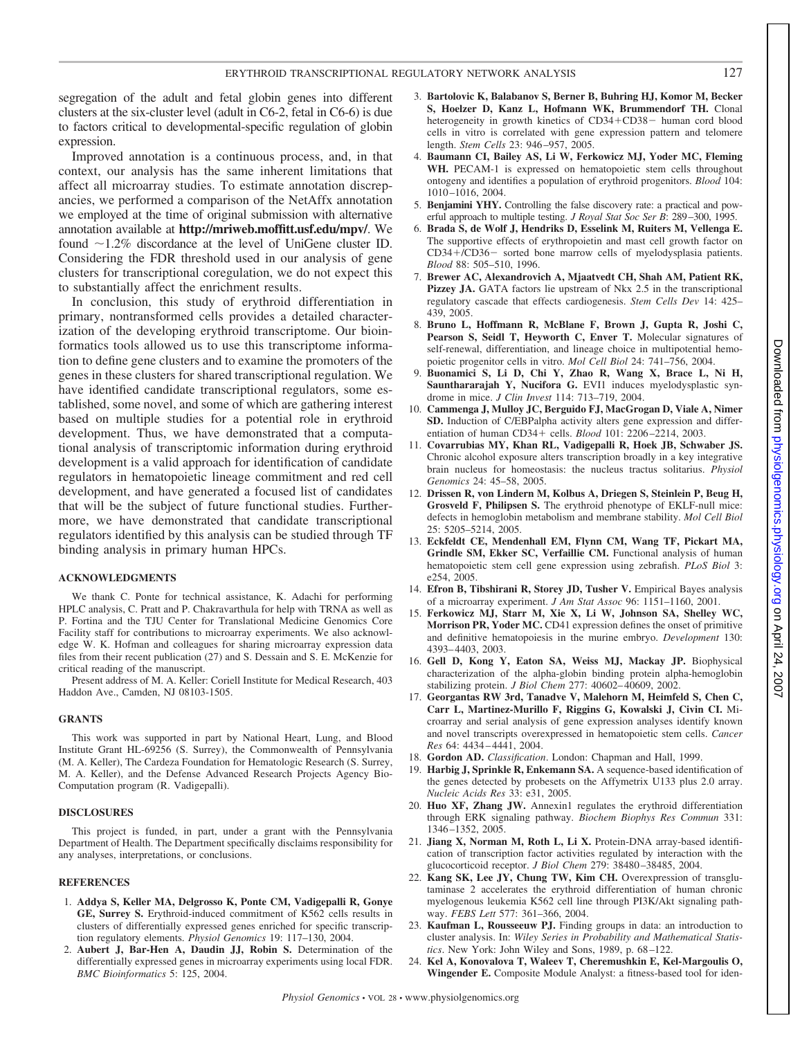segregation of the adult and fetal globin genes into different clusters at the six-cluster level (adult in C6-2, fetal in C6-6) is due to factors critical to developmental-specific regulation of globin expression.

Improved annotation is a continuous process, and, in that context, our analysis has the same inherent limitations that affect all microarray studies. To estimate annotation discrepancies, we performed a comparison of the NetAffx annotation we employed at the time of original submission with alternative annotation available at **http://mriweb.moffitt.usf.edu/mpv/**. We found ~1.2% discordance at the level of UniGene cluster ID. Considering the FDR threshold used in our analysis of gene clusters for transcriptional coregulation, we do not expect this to substantially affect the enrichment results.

In conclusion, this study of erythroid differentiation in primary, nontransformed cells provides a detailed characterization of the developing erythroid transcriptome. Our bioinformatics tools allowed us to use this transcriptome information to define gene clusters and to examine the promoters of the genes in these clusters for shared transcriptional regulation. We have identified candidate transcriptional regulators, some established, some novel, and some of which are gathering interest based on multiple studies for a potential role in erythroid development. Thus, we have demonstrated that a computational analysis of transcriptomic information during erythroid development is a valid approach for identification of candidate regulators in hematopoietic lineage commitment and red cell development, and have generated a focused list of candidates that will be the subject of future functional studies. Furthermore, we have demonstrated that candidate transcriptional regulators identified by this analysis can be studied through TF binding analysis in primary human HPCs.

## ACKNOWLEDGMENTS

We thank C. Ponte for technical assistance, K. Adachi for performing HPLC analysis, C. Pratt and P. Chakravarthula for help with TRNA as well as P. Fortina and the TJU Center for Translational Medicine Genomics Core Facility staff for contributions to microarray experiments. We also acknowledge W. K. Hofman and colleagues for sharing microarray expression data files from their recent publication (27) and S. Dessain and S. E. McKenzie for critical reading of the manuscript.

Present address of M. A. Keller: Coriell Institute for Medical Research, 403 Haddon Ave., Camden, NJ 08103-1505.

## GRANTS

This work was supported in part by National Heart, Lung, and Blood Institute Grant HL-69256 (S. Surrey), the Commonwealth of Pennsylvania (M. A. Keller), The Cardeza Foundation for Hematologic Research (S. Surrey, M. A. Keller), and the Defense Advanced Research Projects Agency Bio-Computation program (R. Vadigepalli).

## DISCLOSURES

This project is funded, in part, under a grant with the Pennsylvania Department of Health. The Department specifically disclaims responsibility for any analyses, interpretations, or conclusions.

## REFERENCES

1. **Addya S, Keller MA, Delgrosso K, Ponte CM, Vadigepalli R, Gonye GE, Surrey S.** Erythroid-induced commitment of K562 cells results in clusters of differentially expressed genes enriched for specific transcription regulatory elements. *Physiol Genomics* 19: 117–130, 2004.
2. **Aubert J, Bar-Hen A, Daudin JJ, Robin S.** Determination of the differentially expressed genes in microarray experiments using local FDR. *BMC Bioinformatics* 5: 125, 2004.
3. **Bartolovic K, Balabanov S, Berner B, Buhring HJ, Komor M, Becker S, Hoelzer D, Kanz L, Hofmann WK, Brummendorf TH.** Clonal heterogeneity in growth kinetics of CD34+CD38− human cord blood cells in vitro is correlated with gene expression pattern and telomere length. *Stem Cells* 23: 946–957, 2005.
4. **Baumann CI, Bailey AS, Li W, Ferkowicz MJ, Yoder MC, Fleming WH.** PECAM-1 is expressed on hematopoietic stem cells throughout ontogeny and identifies a population of erythroid progenitors. *Blood* 104: 1010–1016, 2004.
5. **Benjamini YHY.** Controlling the false discovery rate: a practical and powerful approach to multiple testing. *J Royal Stat Soc Ser B*: 289–300, 1995.
6. **Brada S, de Wolf J, Hendriks D, Esselink M, Ruiters M, Vellenga E.** The supportive effects of erythropoietin and mast cell growth factor on CD34+/CD36− sorted bone marrow cells of myelodysplasia patients. *Blood* 88: 505–510, 1996.
7. **Brewer AC, Alexandrovich A, Mjaatvedt CH, Shah AM, Patient RK, Pizzey JA.** GATA factors lie upstream of Nkx 2.5 in the transcriptional regulatory cascade that effects cardiogenesis. *Stem Cells Dev* 14: 425–439, 2005.
8. **Bruno L, Hoffmann R, McBlane F, Brown J, Gupta R, Joshi C, Pearson S, Seidl T, Heyworth C, Enver T.** Molecular signatures of self-renewal, differentiation, and lineage choice in multipotential hemopoietic progenitor cells in vitro. *Mol Cell Biol* 24: 741–756, 2004.
9. **Buonamici S, Li D, Chi Y, Zhao R, Wang X, Brace L, Ni H, Saunthararajah Y, Nucifora G.** EVI1 induces myelodysplastic syndrome in mice. *J Clin Invest* 114: 713–719, 2004.
10. **Cammenga J, Mulloy JC, Berguido FJ, MacGrogan D, Viale A, Nimer SD.** Induction of C/EBPalpha activity alters gene expression and differentiation of human CD34+ cells. *Blood* 101: 2206–2214, 2003.
11. **Covarrubias MY, Khan RL, Vadigepalli R, Hoek JB, Schwaber JS.** Chronic alcohol exposure alters transcription broadly in a key integrative brain nucleus for homeostasis: the nucleus tractus solitarius. *Physiol Genomics* 24: 45–58, 2005.
12. **Drissen R, von Lindern M, Kolbus A, Driegen S, Steinlein P, Beug H, Grosveld F, Philipsen S.** The erythroid phenotype of EKLF-null mice: defects in hemoglobin metabolism and membrane stability. *Mol Cell Biol* 25: 5205–5214, 2005.
13. **Eckfeldt CE, Mendenhall EM, Flynn CM, Wang TF, Pickart MA, Grindle SM, Ekker SC, Verfaillie CM.** Functional analysis of human hematopoietic stem cell gene expression using zebrafish. *PLoS Biol* 3: e254, 2005.
14. **Efron B, Tibshirani R, Storey JD, Tusher V.** Empirical Bayes analysis of a microarray experiment. *J Am Stat Assoc* 96: 1151–1160, 2001.
15. **Ferkowicz MJ, Starr M, Xie X, Li W, Johnson SA, Shelley WC, Morrison PR, Yoder MC.** CD41 expression defines the onset of primitive and definitive hematopoiesis in the murine embryo. *Development* 130: 4393–4403, 2003.
16. **Gell D, Kong Y, Eaton SA, Weiss MJ, Mackay JP.** Biophysical characterization of the alpha-globin binding protein alpha-hemoglobin stabilizing protein. *J Biol Chem* 277: 40602–40609, 2002.
17. **Georgantas RW 3rd, Tanadve V, Malehorn M, Heimfeld S, Chen C, Carr L, Martinez-Murillo F, Riggins G, Kowalski J, Civin CI.** Microarray and serial analysis of gene expression analyses identify known and novel transcripts overexpressed in hematopoietic stem cells. *Cancer Res* 64: 4434–4441, 2004.
18. **Gordon AD.** *Classification*. London: Chapman and Hall, 1999.
19. **Harbig J, Sprinkle R, Enkemann SA.** A sequence-based identification of the genes detected by probesets on the Affymetrix U133 plus 2.0 array. *Nucleic Acids Res* 33: e31, 2005.
20. **Huo XF, Zhang JW.** Annexin1 regulates the erythroid differentiation through ERK signaling pathway. *Biochem Biophys Res Commun* 331: 1346–1352, 2005.
21. **Jiang X, Norman M, Roth L, Li X.** Protein-DNA array-based identification of transcription factor activities regulated by interaction with the glucocorticoid receptor. *J Biol Chem* 279: 38480–38485, 2004.
22. **Kang SK, Lee JY, Chung TW, Kim CH.** Overexpression of transglutaminase 2 accelerates the erythroid differentiation of human chronic myelogenous leukemia K562 cell line through PI3K/Akt signaling pathway. *FEBS Lett* 577: 361–366, 2004.
23. **Kaufman L, Rousseeuw PJ.** Finding groups in data: an introduction to cluster analysis. In: *Wiley Series in Probability and Mathematical Statistics*. New York: John Wiley and Sons, 1989, p. 68–122.
24. **Kel A, Konovalova T, Waleev T, Cheremushkin E, Kel-Margoulis O, Wingender E.** Composite Module Analyst: a fitness-based tool for iden-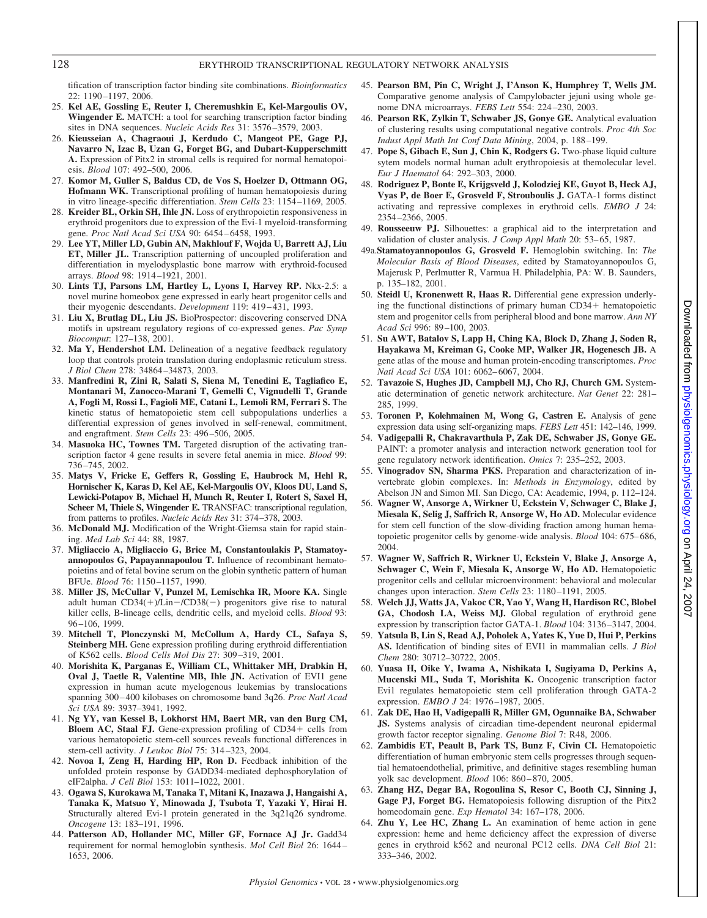tification of transcription factor binding site combinations. *Bioinformatics* 22: 1190–1197, 2006.

25. **Kel AE, Gossling E, Reuter I, Cheremushkin E, Kel-Margoulis OV, Wingender E.** MATCH: a tool for searching transcription factor binding sites in DNA sequences. *Nucleic Acids Res* 31: 3576–3579, 2003.
26. **Kieusseian A, Chagraoui J, Kerdudo C, Mangeot PE, Gage PJ, Navarro N, Izac B, Uzan G, Forget BG, and Dubart-Kupperschmitt A.** Expression of Pitx2 in stromal cells is required for normal hematopoiesis. *Blood* 107: 492–500, 2006.
27. **Komor M, Guller S, Baldus CD, de Vos S, Hoelzer D, Ottmann OG, Hofmann WK.** Transcriptional profiling of human hematopoiesis during in vitro lineage-specific differentiation. *Stem Cells* 23: 1154–1169, 2005.
28. **Kreider BL, Orkin SH, Ihle JN.** Loss of erythropoietin responsiveness in erythroid progenitors due to expression of the Evi-1 myeloid-transforming gene. *Proc Natl Acad Sci USA* 90: 6454–6458, 1993.
29. **Lee YT, Miller LD, Gubin AN, Makhlouf F, Wojda U, Barrett AJ, Liu ET, Miller JL.** Transcription patterning of uncoupled proliferation and differentiation in myelodysplastic bone marrow with erythroid-focused arrays. *Blood* 98: 1914–1921, 2001.
30. **Lints TJ, Parsons LM, Hartley L, Lyons I, Harvey RP.** Nkx-2.5: a novel murine homeobox gene expressed in early heart progenitor cells and their myogenic descendants. *Development* 119: 419–431, 1993.
31. **Liu X, Brutlag DL, Liu JS.** BioProspector: discovering conserved DNA motifs in upstream regulatory regions of co-expressed genes. *Pac Symp Biocomput*: 127–138, 2001.
32. **Ma Y, Hendershot LM.** Delineation of a negative feedback regulatory loop that controls protein translation during endoplasmic reticulum stress. *J Biol Chem* 278: 34864–34873, 2003.
33. **Manfredini R, Zini R, Salati S, Siena M, Tenedini E, Tagliafico E, Montanari M, Zanocco-Marani T, Gemelli C, Vignudelli T, Grande A, Fogli M, Rossi L, Fagioli ME, Catani L, Lemoli RM, Ferrari S.** The kinetic status of hematopoietic stem cell subpopulations underlies a differential expression of genes involved in self-renewal, commitment, and engraftment. *Stem Cells* 23: 496–506, 2005.
34. **Masuoka HC, Townes TM.** Targeted disruption of the activating transcription factor 4 gene results in severe fetal anemia in mice. *Blood* 99: 736–745, 2002.
35. **Matys V, Fricke E, Geffers R, Gossling E, Haubrock M, Hehl R, Hornischer K, Karas D, Kel AE, Kel-Margoulis OV, Kloos DU, Land S, Lewicki-Potapov B, Michael H, Munch R, Reuter I, Rotert S, Saxel H, Scheer M, Thiele S, Wingender E.** TRANSFAC: transcriptional regulation, from patterns to profiles. *Nucleic Acids Res* 31: 374–378, 2003.
36. **McDonald MJ.** Modification of the Wright-Giemsa stain for rapid staining. *Med Lab Sci* 44: 88, 1987.
37. **Migliaccio A, Migliaccio G, Brice M, Constantoulakis P, Stamatoyannopoulos G, Papayannapoulou T.** Influence of recombinant hematopoietins and of fetal bovine serum on the globin synthetic pattern of human BFUe. *Blood* 76: 1150–1157, 1990.
38. **Miller JS, McCullar V, Punzel M, Lemischka IR, Moore KA.** Single adult human CD34(+)/Lin−/CD38(−) progenitors give rise to natural killer cells, B-lineage cells, dendritic cells, and myeloid cells. *Blood* 93: 96–106, 1999.
39. **Mitchell T, Plonczynski M, McCollum A, Hardy CL, Safaya S, Steinberg MH.** Gene expression profiling during erythroid differentiation of K562 cells. *Blood Cells Mol Dis* 27: 309–319, 2001.
40. **Morishita K, Parganas E, William CL, Whittaker MH, Drabkin H, Oval J, Taetle R, Valentine MB, Ihle JN.** Activation of EVI1 gene expression in human acute myelogenous leukemias by translocations spanning 300–400 kilobases on chromosome band 3q26. *Proc Natl Acad Sci USA* 89: 3937–3941, 1992.
41. **Ng YY, van Kessel B, Lokhorst HM, Baert MR, van den Burg CM, Bloem AC, Staal FJ.** Gene-expression profiling of CD34+ cells from various hematopoietic stem-cell sources reveals functional differences in stem-cell activity. *J Leukoc Biol* 75: 314–323, 2004.
42. **Novoa I, Zeng H, Harding HP, Ron D.** Feedback inhibition of the unfolded protein response by GADD34-mediated dephosphorylation of eIF2alpha. *J Cell Biol* 153: 1011–1022, 2001.
43. **Ogawa S, Kurokawa M, Tanaka T, Mitani K, Inazawa J, Hangaishi A, Tanaka K, Matsuo Y, Minowada J, Tsubota T, Yazaki Y, Hirai H.** Structurally altered Evi-1 protein generated in the 3q21q26 syndrome. *Oncogene* 13: 183–191, 1996.
44. **Patterson AD, Hollander MC, Miller GF, Fornace AJ Jr.** Gadd34 requirement for normal hemoglobin synthesis. *Mol Cell Biol* 26: 1644–1653, 2006.
45. **Pearson BM, Pin C, Wright J, I'Anson K, Humphrey T, Wells JM.** Comparative genome analysis of Campylobacter jejuni using whole genome DNA microarrays. *FEBS Lett* 554: 224–230, 2003.
46. **Pearson RK, Zylkin T, Schwaber JS, Gonye GE.** Analytical evaluation of clustering results using computational negative controls. *Proc 4th Soc Indust Appl Math Int Conf Data Mining*, 2004, p. 188–199.
47. **Pope S, Gibach E, Sun J, Chin K, Rodgers G.** Two-phase liquid culture sytem models normal human adult erythropoiesis at themolecular level. *Eur J Haematol* 64: 292–303, 2000.
48. **Rodriguez P, Bonte E, Krijgsveld J, Kolodziej KE, Guyot B, Heck AJ, Vyas P, de Boer E, Grosveld F, Strouboulis J.** GATA-1 forms distinct activating and repressive complexes in erythroid cells. *EMBO J* 24: 2354–2366, 2005.
49. **Rousseeuw PJ.** Silhouettes: a graphical aid to the interpretation and validation of cluster analysis. *J Comp Appl Math* 20: 53–65, 1987.

49a. **Stamatoyannopoulos G, Grosveld F.** Hemoglobin switching. In: *The Molecular Basis of Blood Diseases*, edited by Stamatoyannopoulos G, Majerusk P, Perlmutter R, Varmua H. Philadelphia, PA: W. B. Saunders, p. 135–182, 2001.

50. **Steidl U, Kronenwett R, Haas R.** Differential gene expression underlying the functional distinctions of primary human CD34+ hematopoietic stem and progenitor cells from peripheral blood and bone marrow. *Ann NY Acad Sci* 996: 89–100, 2003.
51. **Su AWT, Batalov S, Lapp H, Ching KA, Block D, Zhang J, Soden R, Hayakawa M, Kreiman G, Cooke MP, Walker JR, Hogenesch JB.** A gene atlas of the mouse and human protein-encoding transcriptomes. *Proc Natl Acad Sci USA* 101: 6062–6067, 2004.
52. **Tavazoie S, Hughes JD, Campbell MJ, Cho RJ, Church GM.** Systematic determination of genetic network architecture. *Nat Genet* 22: 281–285, 1999.
53. **Toronen P, Kolehmainen M, Wong G, Castren E.** Analysis of gene expression data using self-organizing maps. *FEBS Lett* 451: 142–146, 1999.
54. **Vadigepalli R, Chakravarthula P, Zak DE, Schwaber JS, Gonye GE.** PAINT: a promoter analysis and interaction network generation tool for gene regulatory network identification. *Omics* 7: 235–252, 2003.
55. **Vinogradov SN, Sharma PKS.** Preparation and characterization of invertebrate globin complexes. In: *Methods in Enzymology*, edited by Abelson JN and Simon MI. San Diego, CA: Academic, 1994, p. 112–124.
56. **Wagner W, Ansorge A, Wirkner U, Eckstein V, Schwager C, Blake J, Miesala K, Selig J, Saffrich R, Ansorge W, Ho AD.** Molecular evidence for stem cell function of the slow-dividing fraction among human hematopoietic progenitor cells by genome-wide analysis. *Blood* 104: 675–686, 2004.
57. **Wagner W, Saffrich R, Wirkner U, Eckstein V, Blake J, Ansorge A, Schwager C, Wein F, Miesala K, Ansorge W, Ho AD.** Hematopoietic progenitor cells and cellular microenvironment: behavioral and molecular changes upon interaction. *Stem Cells* 23: 1180–1191, 2005.
58. **Welch JJ, Watts JA, Vakoc CR, Yao Y, Wang H, Hardison RC, Blobel GA, Chodosh LA, Weiss MJ.** Global regulation of erythroid gene expression by transcription factor GATA-1. *Blood* 104: 3136–3147, 2004.
59. **Yatsula B, Lin S, Read AJ, Poholek A, Yates K, Yue D, Hui P, Perkins AS.** Identification of binding sites of EVI1 in mammalian cells. *J Biol Chem* 280: 30712–30722, 2005.
60. **Yuasa H, Oike Y, Iwama A, Nishikata I, Sugiyama D, Perkins A, Mucenski ML, Suda T, Morishita K.** Oncogenic transcription factor Evi1 regulates hematopoietic stem cell proliferation through GATA-2 expression. *EMBO J* 24: 1976–1987, 2005.
61. **Zak DE, Hao H, Vadigepalli R, Miller GM, Ogunnaike BA, Schwaber JS.** Systems analysis of circadian time-dependent neuronal epidermal growth factor receptor signaling. *Genome Biol* 7: R48, 2006.
62. **Zambidis ET, Peault B, Park TS, Bunz F, Civin CI.** Hematopoietic differentiation of human embryonic stem cells progresses through sequential hematoendothelial, primitive, and definitive stages resembling human yolk sac development. *Blood* 106: 860–870, 2005.
63. **Zhang HZ, Degar BA, Rogoulina S, Resor C, Booth CJ, Sinning J, Gage PJ, Forget BG.** Hematopoiesis following disruption of the Pitx2 homeodomain gene. *Exp Hematol* 34: 167–178, 2006.
64. **Zhu Y, Lee HC, Zhang L.** An examination of heme action in gene expression: heme and heme deficiency affect the expression of diverse genes in erythroid k562 and neuronal PC12 cells. *DNA Cell Biol* 21: 333–346, 2002.